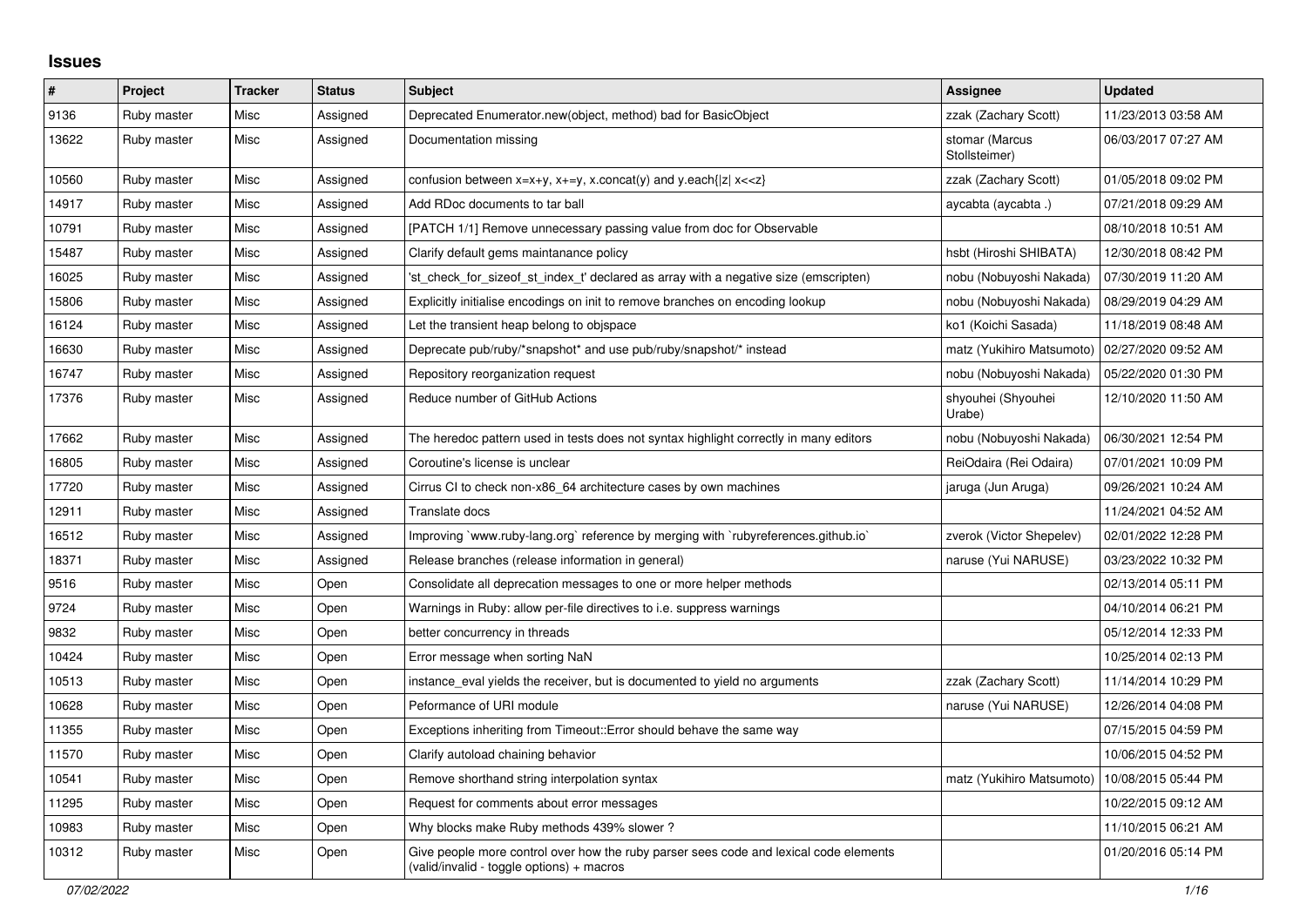# Issues

| # | Project | Tracker | Status | Subject | Assignee | Updated |
|---|---|---|---|---|---|---|
| 9136 | Ruby master | Misc | Assigned | Deprecated Enumerator.new(object, method) bad for BasicObject | zzak (Zachary Scott) | 11/23/2013 03:58 AM |
| 13622 | Ruby master | Misc | Assigned | Documentation missing | stomar (Marcus Stollsteimer) | 06/03/2017 07:27 AM |
| 10560 | Ruby master | Misc | Assigned | confusion between x=x+y, x+=y, x.concat(y) and y.each{\|z\| x<<z} | zzak (Zachary Scott) | 01/05/2018 09:02 PM |
| 14917 | Ruby master | Misc | Assigned | Add RDoc documents to tar ball | aycabta (aycabta .) | 07/21/2018 09:29 AM |
| 10791 | Ruby master | Misc | Assigned | [PATCH 1/1] Remove unnecessary passing value from doc for Observable | | 08/10/2018 10:51 AM |
| 15487 | Ruby master | Misc | Assigned | Clarify default gems maintanance policy | hsbt (Hiroshi SHIBATA) | 12/30/2018 08:42 PM |
| 16025 | Ruby master | Misc | Assigned | 'st_check_for_sizeof_st_index_t' declared as array with a negative size (emscripten) | nobu (Nobuyoshi Nakada) | 07/30/2019 11:20 AM |
| 15806 | Ruby master | Misc | Assigned | Explicitly initialise encodings on init to remove branches on encoding lookup | nobu (Nobuyoshi Nakada) | 08/29/2019 04:29 AM |
| 16124 | Ruby master | Misc | Assigned | Let the transient heap belong to objspace | ko1 (Koichi Sasada) | 11/18/2019 08:48 AM |
| 16630 | Ruby master | Misc | Assigned | Deprecate pub/ruby/*snapshot* and use pub/ruby/snapshot/* instead | matz (Yukihiro Matsumoto) | 02/27/2020 09:52 AM |
| 16747 | Ruby master | Misc | Assigned | Repository reorganization request | nobu (Nobuyoshi Nakada) | 05/22/2020 01:30 PM |
| 17376 | Ruby master | Misc | Assigned | Reduce number of GitHub Actions | shyouhei (Shyouhei Urabe) | 12/10/2020 11:50 AM |
| 17662 | Ruby master | Misc | Assigned | The heredoc pattern used in tests does not syntax highlight correctly in many editors | nobu (Nobuyoshi Nakada) | 06/30/2021 12:54 PM |
| 16805 | Ruby master | Misc | Assigned | Coroutine's license is unclear | ReiOdaira (Rei Odaira) | 07/01/2021 10:09 PM |
| 17720 | Ruby master | Misc | Assigned | Cirrus CI to check non-x86_64 architecture cases by own machines | jaruga (Jun Aruga) | 09/26/2021 10:24 AM |
| 12911 | Ruby master | Misc | Assigned | Translate docs | | 11/24/2021 04:52 AM |
| 16512 | Ruby master | Misc | Assigned | Improving `www.ruby-lang.org` reference by merging with `rubyreferences.github.io` | zverok (Victor Shepelev) | 02/01/2022 12:28 PM |
| 18371 | Ruby master | Misc | Assigned | Release branches (release information in general) | naruse (Yui NARUSE) | 03/23/2022 10:32 PM |
| 9516 | Ruby master | Misc | Open | Consolidate all deprecation messages to one or more helper methods | | 02/13/2014 05:11 PM |
| 9724 | Ruby master | Misc | Open | Warnings in Ruby: allow per-file directives to i.e. suppress warnings | | 04/10/2014 06:21 PM |
| 9832 | Ruby master | Misc | Open | better concurrency in threads | | 05/12/2014 12:33 PM |
| 10424 | Ruby master | Misc | Open | Error message when sorting NaN | | 10/25/2014 02:13 PM |
| 10513 | Ruby master | Misc | Open | instance_eval yields the receiver, but is documented to yield no arguments | zzak (Zachary Scott) | 11/14/2014 10:29 PM |
| 10628 | Ruby master | Misc | Open | Peformance of URI module | naruse (Yui NARUSE) | 12/26/2014 04:08 PM |
| 11355 | Ruby master | Misc | Open | Exceptions inheriting from Timeout::Error should behave the same way | | 07/15/2015 04:59 PM |
| 11570 | Ruby master | Misc | Open | Clarify autoload chaining behavior | | 10/06/2015 04:52 PM |
| 10541 | Ruby master | Misc | Open | Remove shorthand string interpolation syntax | matz (Yukihiro Matsumoto) | 10/08/2015 05:44 PM |
| 11295 | Ruby master | Misc | Open | Request for comments about error messages | | 10/22/2015 09:12 AM |
| 10983 | Ruby master | Misc | Open | Why blocks make Ruby methods 439% slower ? | | 11/10/2015 06:21 AM |
| 10312 | Ruby master | Misc | Open | Give people more control over how the ruby parser sees code and lexical code elements (valid/invalid - toggle options) + macros | | 01/20/2016 05:14 PM |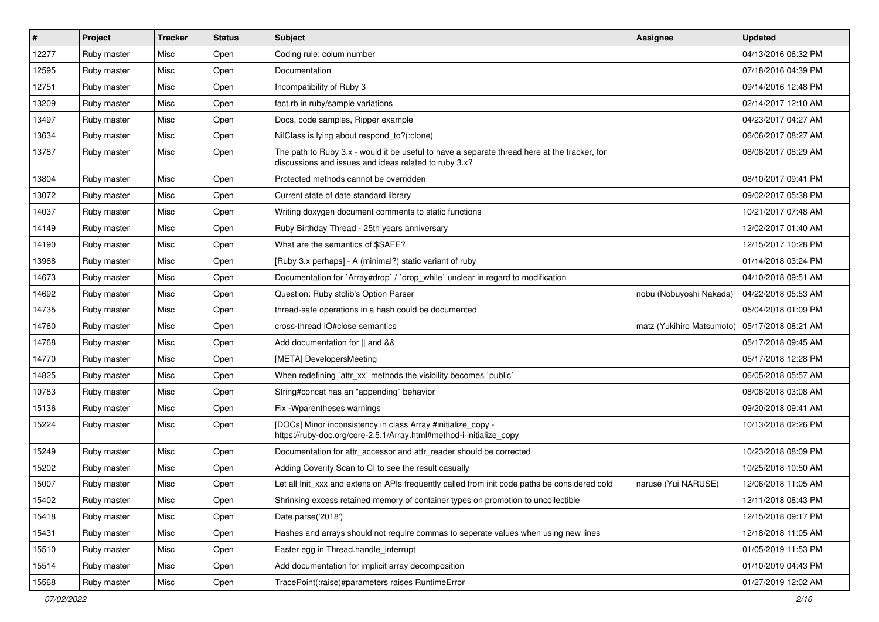| # | Project | Tracker | Status | Subject | Assignee | Updated |
|---|---|---|---|---|---|---|
| 12277 | Ruby master | Misc | Open | Coding rule: colum number | | 04/13/2016 06:32 PM |
| 12595 | Ruby master | Misc | Open | Documentation | | 07/18/2016 04:39 PM |
| 12751 | Ruby master | Misc | Open | Incompatibility of Ruby 3 | | 09/14/2016 12:48 PM |
| 13209 | Ruby master | Misc | Open | fact.rb in ruby/sample variations | | 02/14/2017 12:10 AM |
| 13497 | Ruby master | Misc | Open | Docs, code samples, Ripper example | | 04/23/2017 04:27 AM |
| 13634 | Ruby master | Misc | Open | NilClass is lying about respond_to?(:clone) | | 06/06/2017 08:27 AM |
| 13787 | Ruby master | Misc | Open | The path to Ruby 3.x - would it be useful to have a separate thread here at the tracker, for discussions and issues and ideas related to ruby 3.x? | | 08/08/2017 08:29 AM |
| 13804 | Ruby master | Misc | Open | Protected methods cannot be overridden | | 08/10/2017 09:41 PM |
| 13072 | Ruby master | Misc | Open | Current state of date standard library | | 09/02/2017 05:38 PM |
| 14037 | Ruby master | Misc | Open | Writing doxygen document comments to static functions | | 10/21/2017 07:48 AM |
| 14149 | Ruby master | Misc | Open | Ruby Birthday Thread - 25th years anniversary | | 12/02/2017 01:40 AM |
| 14190 | Ruby master | Misc | Open | What are the semantics of $SAFE? | | 12/15/2017 10:28 PM |
| 13968 | Ruby master | Misc | Open | [Ruby 3.x perhaps] - A (minimal?) static variant of ruby | | 01/14/2018 03:24 PM |
| 14673 | Ruby master | Misc | Open | Documentation for `Array#drop` / `drop_while` unclear in regard to modification | | 04/10/2018 09:51 AM |
| 14692 | Ruby master | Misc | Open | Question: Ruby stdlib's Option Parser | nobu (Nobuyoshi Nakada) | 04/22/2018 05:53 AM |
| 14735 | Ruby master | Misc | Open | thread-safe operations in a hash could be documented | | 05/04/2018 01:09 PM |
| 14760 | Ruby master | Misc | Open | cross-thread IO#close semantics | matz (Yukihiro Matsumoto) | 05/17/2018 08:21 AM |
| 14768 | Ruby master | Misc | Open | Add documentation for \|\| and && | | 05/17/2018 09:45 AM |
| 14770 | Ruby master | Misc | Open | [META] DevelopersMeeting | | 05/17/2018 12:28 PM |
| 14825 | Ruby master | Misc | Open | When redefining `attr_xx` methods the visibility becomes `public` | | 06/05/2018 05:57 AM |
| 10783 | Ruby master | Misc | Open | String#concat has an "appending" behavior | | 08/08/2018 03:08 AM |
| 15136 | Ruby master | Misc | Open | Fix -Wparentheses warnings | | 09/20/2018 09:41 AM |
| 15224 | Ruby master | Misc | Open | [DOCs] Minor inconsistency in class Array #initialize_copy - https://ruby-doc.org/core-2.5.1/Array.html#method-i-initialize_copy | | 10/13/2018 02:26 PM |
| 15249 | Ruby master | Misc | Open | Documentation for attr_accessor and attr_reader should be corrected | | 10/23/2018 08:09 PM |
| 15202 | Ruby master | Misc | Open | Adding Coverity Scan to CI to see the result casually | | 10/25/2018 10:50 AM |
| 15007 | Ruby master | Misc | Open | Let all Init_xxx and extension APIs frequently called from init code paths be considered cold | naruse (Yui NARUSE) | 12/06/2018 11:05 AM |
| 15402 | Ruby master | Misc | Open | Shrinking excess retained memory of container types on promotion to uncollectible | | 12/11/2018 08:43 PM |
| 15418 | Ruby master | Misc | Open | Date.parse('2018') | | 12/15/2018 09:17 PM |
| 15431 | Ruby master | Misc | Open | Hashes and arrays should not require commas to seperate values when using new lines | | 12/18/2018 11:05 AM |
| 15510 | Ruby master | Misc | Open | Easter egg in Thread.handle_interrupt | | 01/05/2019 11:53 PM |
| 15514 | Ruby master | Misc | Open | Add documentation for implicit array decomposition | | 01/10/2019 04:43 PM |
| 15568 | Ruby master | Misc | Open | TracePoint(:raise)#parameters raises RuntimeError | | 01/27/2019 12:02 AM |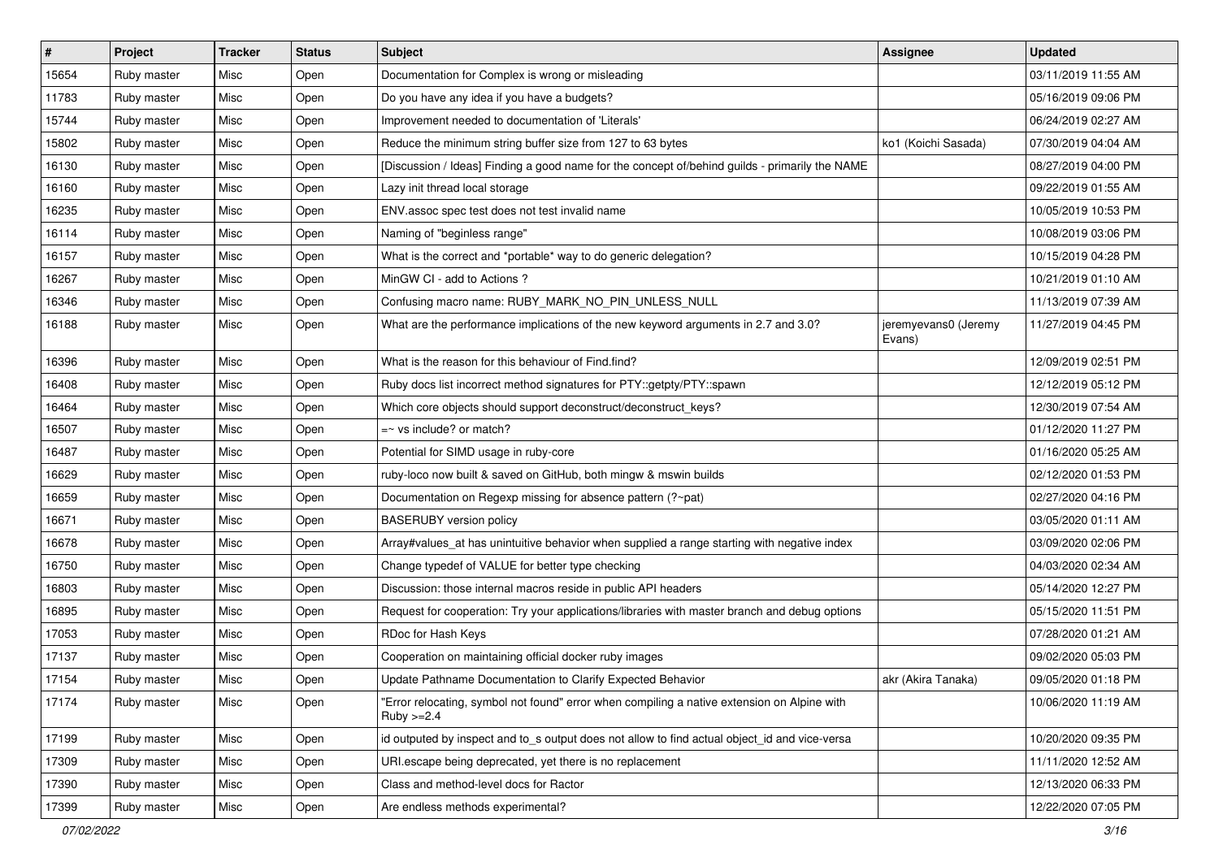| # | Project | Tracker | Status | Subject | Assignee | Updated |
|---|---|---|---|---|---|---|
| 15654 | Ruby master | Misc | Open | Documentation for Complex is wrong or misleading | | 03/11/2019 11:55 AM |
| 11783 | Ruby master | Misc | Open | Do you have any idea if you have a budgets? | | 05/16/2019 09:06 PM |
| 15744 | Ruby master | Misc | Open | Improvement needed to documentation of 'Literals' | | 06/24/2019 02:27 AM |
| 15802 | Ruby master | Misc | Open | Reduce the minimum string buffer size from 127 to 63 bytes | ko1 (Koichi Sasada) | 07/30/2019 04:04 AM |
| 16130 | Ruby master | Misc | Open | [Discussion / Ideas] Finding a good name for the concept of/behind guilds - primarily the NAME | | 08/27/2019 04:00 PM |
| 16160 | Ruby master | Misc | Open | Lazy init thread local storage | | 09/22/2019 01:55 AM |
| 16235 | Ruby master | Misc | Open | ENV.assoc spec test does not test invalid name | | 10/05/2019 10:53 PM |
| 16114 | Ruby master | Misc | Open | Naming of "beginless range" | | 10/08/2019 03:06 PM |
| 16157 | Ruby master | Misc | Open | What is the correct and *portable* way to do generic delegation? | | 10/15/2019 04:28 PM |
| 16267 | Ruby master | Misc | Open | MinGW CI - add to Actions ? | | 10/21/2019 01:10 AM |
| 16346 | Ruby master | Misc | Open | Confusing macro name: RUBY_MARK_NO_PIN_UNLESS_NULL | | 11/13/2019 07:39 AM |
| 16188 | Ruby master | Misc | Open | What are the performance implications of the new keyword arguments in 2.7 and 3.0? | jeremyevans0 (Jeremy Evans) | 11/27/2019 04:45 PM |
| 16396 | Ruby master | Misc | Open | What is the reason for this behaviour of Find.find? | | 12/09/2019 02:51 PM |
| 16408 | Ruby master | Misc | Open | Ruby docs list incorrect method signatures for PTY::getpty/PTY::spawn | | 12/12/2019 05:12 PM |
| 16464 | Ruby master | Misc | Open | Which core objects should support deconstruct/deconstruct_keys? | | 12/30/2019 07:54 AM |
| 16507 | Ruby master | Misc | Open | =~ vs include? or match? | | 01/12/2020 11:27 PM |
| 16487 | Ruby master | Misc | Open | Potential for SIMD usage in ruby-core | | 01/16/2020 05:25 AM |
| 16629 | Ruby master | Misc | Open | ruby-loco now built & saved on GitHub, both mingw & mswin builds | | 02/12/2020 01:53 PM |
| 16659 | Ruby master | Misc | Open | Documentation on Regexp missing for absence pattern (?~pat) | | 02/27/2020 04:16 PM |
| 16671 | Ruby master | Misc | Open | BASERUBY version policy | | 03/05/2020 01:11 AM |
| 16678 | Ruby master | Misc | Open | Array#values_at has unintuitive behavior when supplied a range starting with negative index | | 03/09/2020 02:06 PM |
| 16750 | Ruby master | Misc | Open | Change typedef of VALUE for better type checking | | 04/03/2020 02:34 AM |
| 16803 | Ruby master | Misc | Open | Discussion: those internal macros reside in public API headers | | 05/14/2020 12:27 PM |
| 16895 | Ruby master | Misc | Open | Request for cooperation: Try your applications/libraries with master branch and debug options | | 05/15/2020 11:51 PM |
| 17053 | Ruby master | Misc | Open | RDoc for Hash Keys | | 07/28/2020 01:21 AM |
| 17137 | Ruby master | Misc | Open | Cooperation on maintaining official docker ruby images | | 09/02/2020 05:03 PM |
| 17154 | Ruby master | Misc | Open | Update Pathname Documentation to Clarify Expected Behavior | akr (Akira Tanaka) | 09/05/2020 01:18 PM |
| 17174 | Ruby master | Misc | Open | "Error relocating, symbol not found" error when compiling a native extension on Alpine with Ruby >=2.4 | | 10/06/2020 11:19 AM |
| 17199 | Ruby master | Misc | Open | id outputed by inspect and to_s output does not allow to find actual object_id and vice-versa | | 10/20/2020 09:35 PM |
| 17309 | Ruby master | Misc | Open | URI.escape being deprecated, yet there is no replacement | | 11/11/2020 12:52 AM |
| 17390 | Ruby master | Misc | Open | Class and method-level docs for Ractor | | 12/13/2020 06:33 PM |
| 17399 | Ruby master | Misc | Open | Are endless methods experimental? | | 12/22/2020 07:05 PM |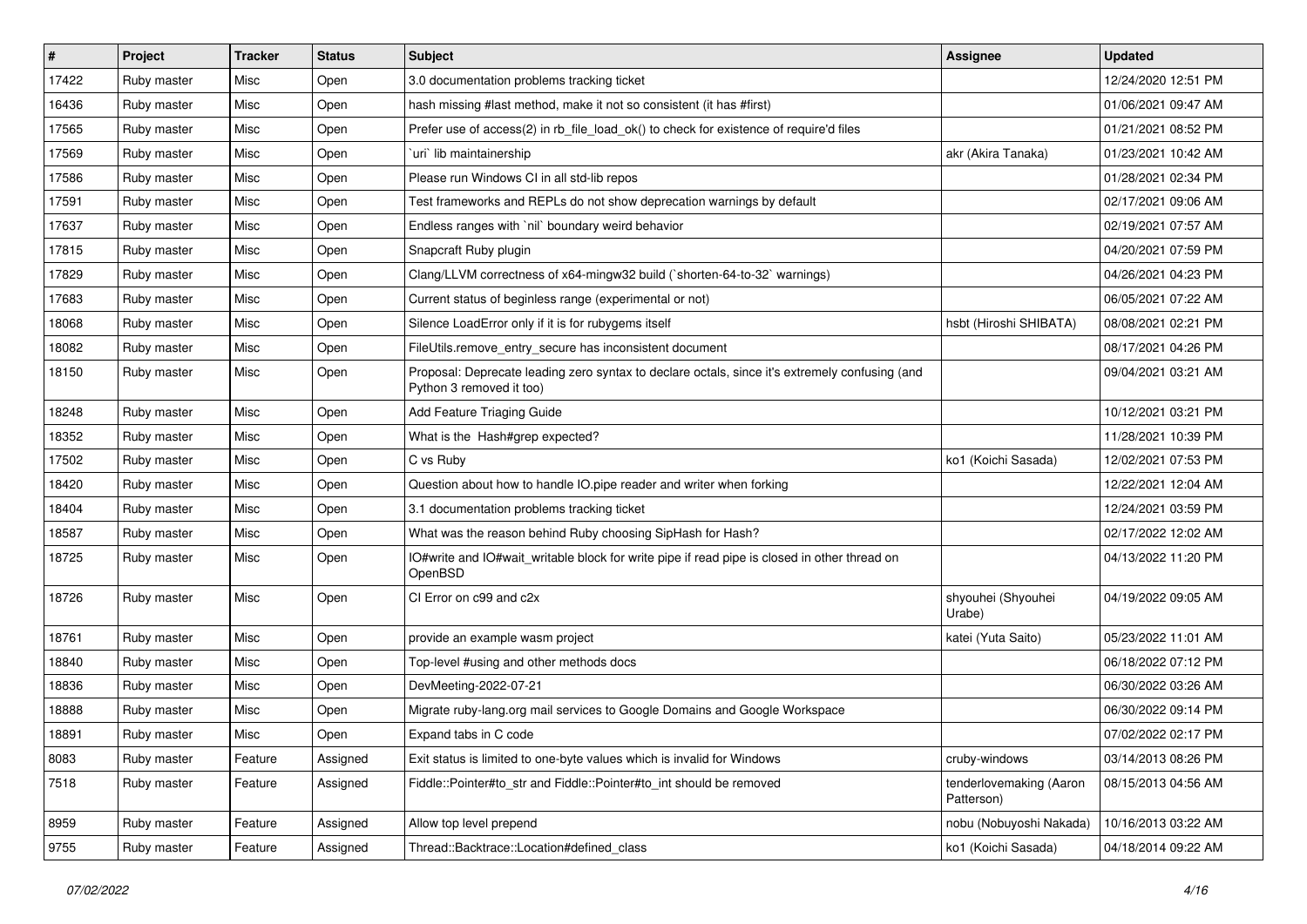| # | Project | Tracker | Status | Subject | Assignee | Updated |
|---|---|---|---|---|---|---|
| 17422 | Ruby master | Misc | Open | 3.0 documentation problems tracking ticket | | 12/24/2020 12:51 PM |
| 16436 | Ruby master | Misc | Open | hash missing #last method, make it not so consistent (it has #first) | | 01/06/2021 09:47 AM |
| 17565 | Ruby master | Misc | Open | Prefer use of access(2) in rb_file_load_ok() to check for existence of require'd files | | 01/21/2021 08:52 PM |
| 17569 | Ruby master | Misc | Open | `uri` lib maintainership | akr (Akira Tanaka) | 01/23/2021 10:42 AM |
| 17586 | Ruby master | Misc | Open | Please run Windows CI in all std-lib repos | | 01/28/2021 02:34 PM |
| 17591 | Ruby master | Misc | Open | Test frameworks and REPLs do not show deprecation warnings by default | | 02/17/2021 09:06 AM |
| 17637 | Ruby master | Misc | Open | Endless ranges with `nil` boundary weird behavior | | 02/19/2021 07:57 AM |
| 17815 | Ruby master | Misc | Open | Snapcraft Ruby plugin | | 04/20/2021 07:59 PM |
| 17829 | Ruby master | Misc | Open | Clang/LLVM correctness of x64-mingw32 build (`shorten-64-to-32` warnings) | | 04/26/2021 04:23 PM |
| 17683 | Ruby master | Misc | Open | Current status of beginless range (experimental or not) | | 06/05/2021 07:22 AM |
| 18068 | Ruby master | Misc | Open | Silence LoadError only if it is for rubygems itself | hsbt (Hiroshi SHIBATA) | 08/08/2021 02:21 PM |
| 18082 | Ruby master | Misc | Open | FileUtils.remove_entry_secure has inconsistent document | | 08/17/2021 04:26 PM |
| 18150 | Ruby master | Misc | Open | Proposal: Deprecate leading zero syntax to declare octals, since it's extremely confusing (and Python 3 removed it too) | | 09/04/2021 03:21 AM |
| 18248 | Ruby master | Misc | Open | Add Feature Triaging Guide | | 10/12/2021 03:21 PM |
| 18352 | Ruby master | Misc | Open | What is the Hash#grep expected? | | 11/28/2021 10:39 PM |
| 17502 | Ruby master | Misc | Open | C vs Ruby | ko1 (Koichi Sasada) | 12/02/2021 07:53 PM |
| 18420 | Ruby master | Misc | Open | Question about how to handle IO.pipe reader and writer when forking | | 12/22/2021 12:04 AM |
| 18404 | Ruby master | Misc | Open | 3.1 documentation problems tracking ticket | | 12/24/2021 03:59 PM |
| 18587 | Ruby master | Misc | Open | What was the reason behind Ruby choosing SipHash for Hash? | | 02/17/2022 12:02 AM |
| 18725 | Ruby master | Misc | Open | IO#write and IO#wait_writable block for write pipe if read pipe is closed in other thread on OpenBSD | | 04/13/2022 11:20 PM |
| 18726 | Ruby master | Misc | Open | CI Error on c99 and c2x | shyouhei (Shyouhei Urabe) | 04/19/2022 09:05 AM |
| 18761 | Ruby master | Misc | Open | provide an example wasm project | katei (Yuta Saito) | 05/23/2022 11:01 AM |
| 18840 | Ruby master | Misc | Open | Top-level #using and other methods docs | | 06/18/2022 07:12 PM |
| 18836 | Ruby master | Misc | Open | DevMeeting-2022-07-21 | | 06/30/2022 03:26 AM |
| 18888 | Ruby master | Misc | Open | Migrate ruby-lang.org mail services to Google Domains and Google Workspace | | 06/30/2022 09:14 PM |
| 18891 | Ruby master | Misc | Open | Expand tabs in C code | | 07/02/2022 02:17 PM |
| 8083 | Ruby master | Feature | Assigned | Exit status is limited to one-byte values which is invalid for Windows | cruby-windows | 03/14/2013 08:26 PM |
| 7518 | Ruby master | Feature | Assigned | Fiddle::Pointer#to_str and Fiddle::Pointer#to_int should be removed | tenderlovemaking (Aaron Patterson) | 08/15/2013 04:56 AM |
| 8959 | Ruby master | Feature | Assigned | Allow top level prepend | nobu (Nobuyoshi Nakada) | 10/16/2013 03:22 AM |
| 9755 | Ruby master | Feature | Assigned | Thread::Backtrace::Location#defined_class | ko1 (Koichi Sasada) | 04/18/2014 09:22 AM |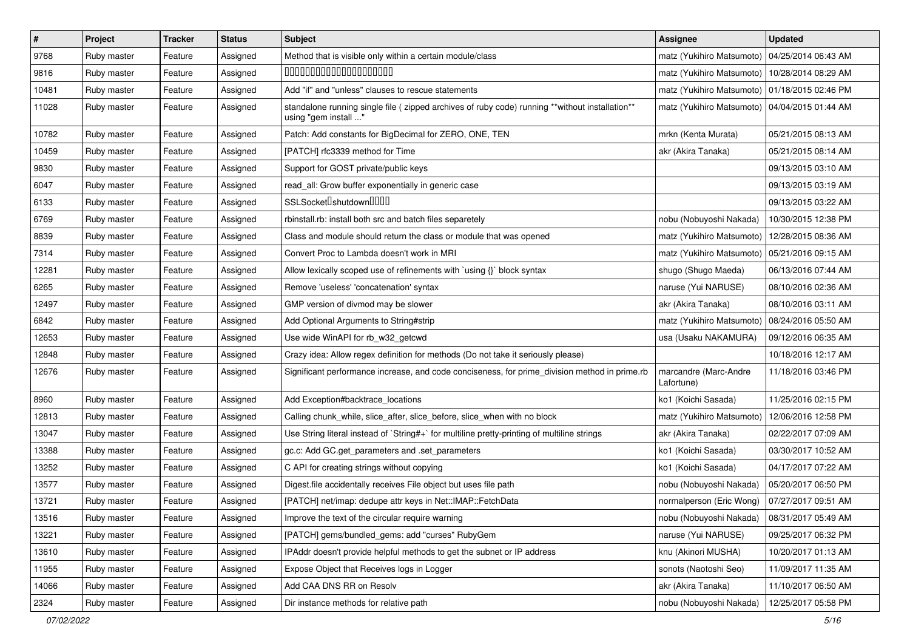| # | Project | Tracker | Status | Subject | Assignee | Updated |
|---|---|---|---|---|---|---|
| 9768 | Ruby master | Feature | Assigned | Method that is visible only within a certain module/class | matz (Yukihiro Matsumoto) | 04/25/2014 06:43 AM |
| 9816 | Ruby master | Feature | Assigned | 文字列内の数字を数値として比較するメソッド | matz (Yukihiro Matsumoto) | 10/28/2014 08:29 AM |
| 10481 | Ruby master | Feature | Assigned | Add "if" and "unless" clauses to rescue statements | matz (Yukihiro Matsumoto) | 01/18/2015 02:46 PM |
| 11028 | Ruby master | Feature | Assigned | standalone running single file ( zipped archives of ruby code) running **without installation** using "gem install ..." | matz (Yukihiro Matsumoto) | 04/04/2015 01:44 AM |
| 10782 | Ruby master | Feature | Assigned | Patch: Add constants for BigDecimal for ZERO, ONE, TEN | mrkn (Kenta Murata) | 05/21/2015 08:13 AM |
| 10459 | Ruby master | Feature | Assigned | [PATCH] rfc3339 method for Time | akr (Akira Tanaka) | 05/21/2015 08:14 AM |
| 9830 | Ruby master | Feature | Assigned | Support for GOST private/public keys | | 09/13/2015 03:10 AM |
| 6047 | Ruby master | Feature | Assigned | read_all: Grow buffer exponentially in generic case | | 09/13/2015 03:19 AM |
| 6133 | Ruby master | Feature | Assigned | SSLSocketのshutdownサポート | | 09/13/2015 03:22 AM |
| 6769 | Ruby master | Feature | Assigned | rbinstall.rb: install both src and batch files separetely | nobu (Nobuyoshi Nakada) | 10/30/2015 12:38 PM |
| 8839 | Ruby master | Feature | Assigned | Class and module should return the class or module that was opened | matz (Yukihiro Matsumoto) | 12/28/2015 08:36 AM |
| 7314 | Ruby master | Feature | Assigned | Convert Proc to Lambda doesn't work in MRI | matz (Yukihiro Matsumoto) | 05/21/2016 09:15 AM |
| 12281 | Ruby master | Feature | Assigned | Allow lexically scoped use of refinements with `using {}` block syntax | shugo (Shugo Maeda) | 06/13/2016 07:44 AM |
| 6265 | Ruby master | Feature | Assigned | Remove 'useless' 'concatenation' syntax | naruse (Yui NARUSE) | 08/10/2016 02:36 AM |
| 12497 | Ruby master | Feature | Assigned | GMP version of divmod may be slower | akr (Akira Tanaka) | 08/10/2016 03:11 AM |
| 6842 | Ruby master | Feature | Assigned | Add Optional Arguments to String#strip | matz (Yukihiro Matsumoto) | 08/24/2016 05:50 AM |
| 12653 | Ruby master | Feature | Assigned | Use wide WinAPI for rb_w32_getcwd | usa (Usaku NAKAMURA) | 09/12/2016 06:35 AM |
| 12848 | Ruby master | Feature | Assigned | Crazy idea: Allow regex definition for methods (Do not take it seriously please) | | 10/18/2016 12:17 AM |
| 12676 | Ruby master | Feature | Assigned | Significant performance increase, and code conciseness, for prime_division method in prime.rb | marcandre (Marc-Andre Lafortune) | 11/18/2016 03:46 PM |
| 8960 | Ruby master | Feature | Assigned | Add Exception#backtrace_locations | ko1 (Koichi Sasada) | 11/25/2016 02:15 PM |
| 12813 | Ruby master | Feature | Assigned | Calling chunk_while, slice_after, slice_before, slice_when with no block | matz (Yukihiro Matsumoto) | 12/06/2016 12:58 PM |
| 13047 | Ruby master | Feature | Assigned | Use String literal instead of `String#+` for multiline pretty-printing of multiline strings | akr (Akira Tanaka) | 02/22/2017 07:09 AM |
| 13388 | Ruby master | Feature | Assigned | gc.c: Add GC.get_parameters and .set_parameters | ko1 (Koichi Sasada) | 03/30/2017 10:52 AM |
| 13252 | Ruby master | Feature | Assigned | C API for creating strings without copying | ko1 (Koichi Sasada) | 04/17/2017 07:22 AM |
| 13577 | Ruby master | Feature | Assigned | Digest.file accidentally receives File object but uses file path | nobu (Nobuyoshi Nakada) | 05/20/2017 06:50 PM |
| 13721 | Ruby master | Feature | Assigned | [PATCH] net/imap: dedupe attr keys in Net::IMAP::FetchData | normalperson (Eric Wong) | 07/27/2017 09:51 AM |
| 13516 | Ruby master | Feature | Assigned | Improve the text of the circular require warning | nobu (Nobuyoshi Nakada) | 08/31/2017 05:49 AM |
| 13221 | Ruby master | Feature | Assigned | [PATCH] gems/bundled_gems: add "curses" RubyGem | naruse (Yui NARUSE) | 09/25/2017 06:32 PM |
| 13610 | Ruby master | Feature | Assigned | IPAddr doesn't provide helpful methods to get the subnet or IP address | knu (Akinori MUSHA) | 10/20/2017 01:13 AM |
| 11955 | Ruby master | Feature | Assigned | Expose Object that Receives logs in Logger | sonots (Naotoshi Seo) | 11/09/2017 11:35 AM |
| 14066 | Ruby master | Feature | Assigned | Add CAA DNS RR on Resolv | akr (Akira Tanaka) | 11/10/2017 06:50 AM |
| 2324 | Ruby master | Feature | Assigned | Dir instance methods for relative path | nobu (Nobuyoshi Nakada) | 12/25/2017 05:58 PM |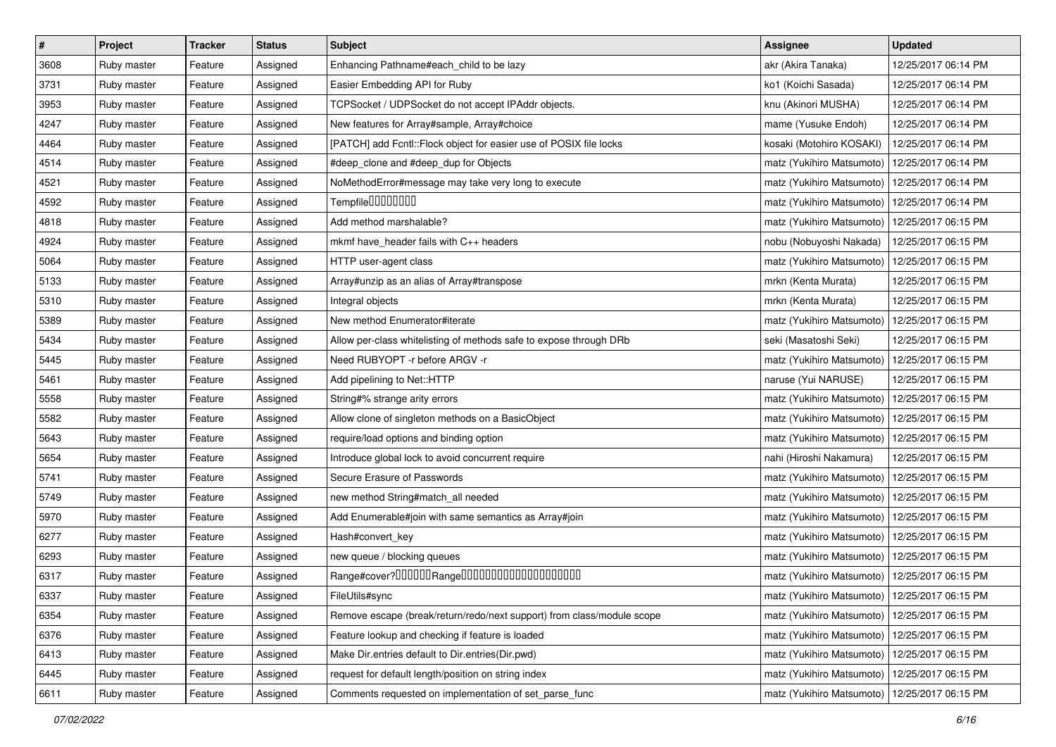| # | Project | Tracker | Status | Subject | Assignee | Updated |
| --- | --- | --- | --- | --- | --- | --- |
| 3608 | Ruby master | Feature | Assigned | Enhancing Pathname#each_child to be lazy | akr (Akira Tanaka) | 12/25/2017 06:14 PM |
| 3731 | Ruby master | Feature | Assigned | Easier Embedding API for Ruby | ko1 (Koichi Sasada) | 12/25/2017 06:14 PM |
| 3953 | Ruby master | Feature | Assigned | TCPSocket / UDPSocket do not accept IPAddr objects. | knu (Akinori MUSHA) | 12/25/2017 06:14 PM |
| 4247 | Ruby master | Feature | Assigned | New features for Array#sample, Array#choice | mame (Yusuke Endoh) | 12/25/2017 06:14 PM |
| 4464 | Ruby master | Feature | Assigned | [PATCH] add Fcntl::Flock object for easier use of POSIX file locks | kosaki (Motohiro KOSAKI) | 12/25/2017 06:14 PM |
| 4514 | Ruby master | Feature | Assigned | #deep_clone and #deep_dup for Objects | matz (Yukihiro Matsumoto) | 12/25/2017 06:14 PM |
| 4521 | Ruby master | Feature | Assigned | NoMethodError#message may take very long to execute | matz (Yukihiro Matsumoto) | 12/25/2017 06:14 PM |
| 4592 | Ruby master | Feature | Assigned | Tempfile | matz (Yukihiro Matsumoto) | 12/25/2017 06:14 PM |
| 4818 | Ruby master | Feature | Assigned | Add method marshalable? | matz (Yukihiro Matsumoto) | 12/25/2017 06:15 PM |
| 4924 | Ruby master | Feature | Assigned | mkmf have_header fails with C++ headers | nobu (Nobuyoshi Nakada) | 12/25/2017 06:15 PM |
| 5064 | Ruby master | Feature | Assigned | HTTP user-agent class | matz (Yukihiro Matsumoto) | 12/25/2017 06:15 PM |
| 5133 | Ruby master | Feature | Assigned | Array#unzip as an alias of Array#transpose | mrkn (Kenta Murata) | 12/25/2017 06:15 PM |
| 5310 | Ruby master | Feature | Assigned | Integral objects | mrkn (Kenta Murata) | 12/25/2017 06:15 PM |
| 5389 | Ruby master | Feature | Assigned | New method Enumerator#iterate | matz (Yukihiro Matsumoto) | 12/25/2017 06:15 PM |
| 5434 | Ruby master | Feature | Assigned | Allow per-class whitelisting of methods safe to expose through DRb | seki (Masatoshi Seki) | 12/25/2017 06:15 PM |
| 5445 | Ruby master | Feature | Assigned | Need RUBYOPT -r before ARGV -r | matz (Yukihiro Matsumoto) | 12/25/2017 06:15 PM |
| 5461 | Ruby master | Feature | Assigned | Add pipelining to Net::HTTP | naruse (Yui NARUSE) | 12/25/2017 06:15 PM |
| 5558 | Ruby master | Feature | Assigned | String#% strange arity errors | matz (Yukihiro Matsumoto) | 12/25/2017 06:15 PM |
| 5582 | Ruby master | Feature | Assigned | Allow clone of singleton methods on a BasicObject | matz (Yukihiro Matsumoto) | 12/25/2017 06:15 PM |
| 5643 | Ruby master | Feature | Assigned | require/load options and binding option | matz (Yukihiro Matsumoto) | 12/25/2017 06:15 PM |
| 5654 | Ruby master | Feature | Assigned | Introduce global lock to avoid concurrent require | nahi (Hiroshi Nakamura) | 12/25/2017 06:15 PM |
| 5741 | Ruby master | Feature | Assigned | Secure Erasure of Passwords | matz (Yukihiro Matsumoto) | 12/25/2017 06:15 PM |
| 5749 | Ruby master | Feature | Assigned | new method String#match_all needed | matz (Yukihiro Matsumoto) | 12/25/2017 06:15 PM |
| 5970 | Ruby master | Feature | Assigned | Add Enumerable#join with same semantics as Array#join | matz (Yukihiro Matsumoto) | 12/25/2017 06:15 PM |
| 6277 | Ruby master | Feature | Assigned | Hash#convert_key | matz (Yukihiro Matsumoto) | 12/25/2017 06:15 PM |
| 6293 | Ruby master | Feature | Assigned | new queue / blocking queues | matz (Yukihiro Matsumoto) | 12/25/2017 06:15 PM |
| 6317 | Ruby master | Feature | Assigned | Range#cover? Range | matz (Yukihiro Matsumoto) | 12/25/2017 06:15 PM |
| 6337 | Ruby master | Feature | Assigned | FileUtils#sync | matz (Yukihiro Matsumoto) | 12/25/2017 06:15 PM |
| 6354 | Ruby master | Feature | Assigned | Remove escape (break/return/redo/next support) from class/module scope | matz (Yukihiro Matsumoto) | 12/25/2017 06:15 PM |
| 6376 | Ruby master | Feature | Assigned | Feature lookup and checking if feature is loaded | matz (Yukihiro Matsumoto) | 12/25/2017 06:15 PM |
| 6413 | Ruby master | Feature | Assigned | Make Dir.entries default to Dir.entries(Dir.pwd) | matz (Yukihiro Matsumoto) | 12/25/2017 06:15 PM |
| 6445 | Ruby master | Feature | Assigned | request for default length/position on string index | matz (Yukihiro Matsumoto) | 12/25/2017 06:15 PM |
| 6611 | Ruby master | Feature | Assigned | Comments requested on implementation of set_parse_func | matz (Yukihiro Matsumoto) | 12/25/2017 06:15 PM |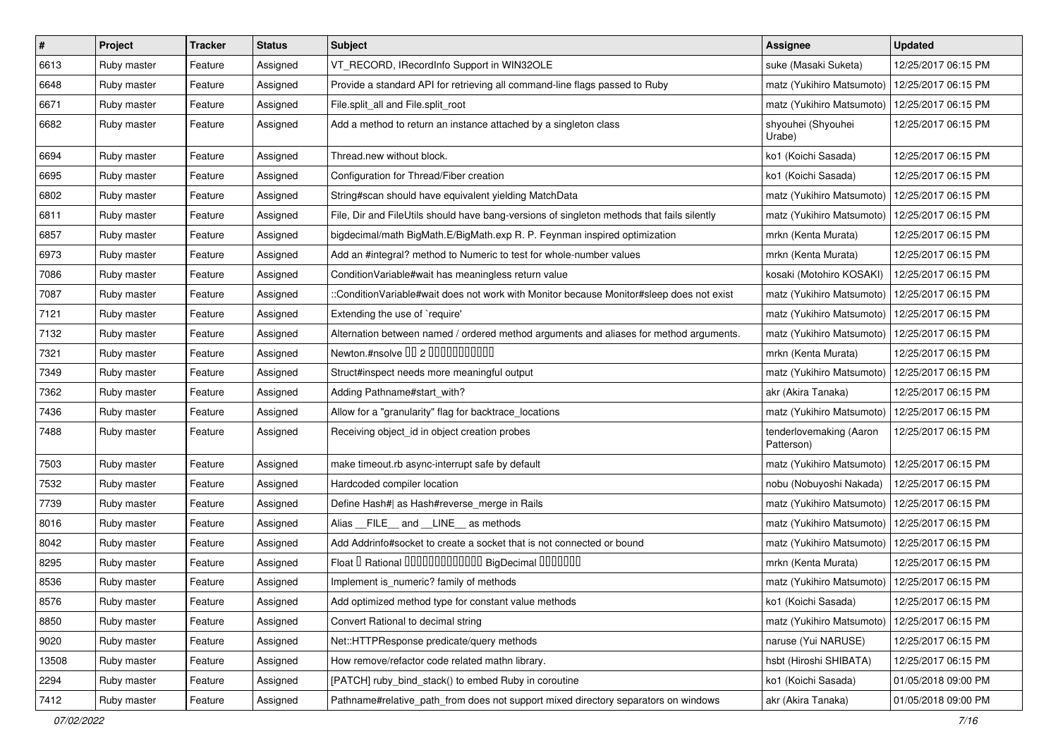| # | Project | Tracker | Status | Subject | Assignee | Updated |
|---|---|---|---|---|---|---|
| 6613 | Ruby master | Feature | Assigned | VT_RECORD, IRecordInfo Support in WIN32OLE | suke (Masaki Suketa) | 12/25/2017 06:15 PM |
| 6648 | Ruby master | Feature | Assigned | Provide a standard API for retrieving all command-line flags passed to Ruby | matz (Yukihiro Matsumoto) | 12/25/2017 06:15 PM |
| 6671 | Ruby master | Feature | Assigned | File.split_all and File.split_root | matz (Yukihiro Matsumoto) | 12/25/2017 06:15 PM |
| 6682 | Ruby master | Feature | Assigned | Add a method to return an instance attached by a singleton class | shyouhei (Shyouhei Urabe) | 12/25/2017 06:15 PM |
| 6694 | Ruby master | Feature | Assigned | Thread.new without block. | ko1 (Koichi Sasada) | 12/25/2017 06:15 PM |
| 6695 | Ruby master | Feature | Assigned | Configuration for Thread/Fiber creation | ko1 (Koichi Sasada) | 12/25/2017 06:15 PM |
| 6802 | Ruby master | Feature | Assigned | String#scan should have equivalent yielding MatchData | matz (Yukihiro Matsumoto) | 12/25/2017 06:15 PM |
| 6811 | Ruby master | Feature | Assigned | File, Dir and FileUtils should have bang-versions of singleton methods that fails silently | matz (Yukihiro Matsumoto) | 12/25/2017 06:15 PM |
| 6857 | Ruby master | Feature | Assigned | bigdecimal/math BigMath.E/BigMath.exp R. P. Feynman inspired optimization | mrkn (Kenta Murata) | 12/25/2017 06:15 PM |
| 6973 | Ruby master | Feature | Assigned | Add an #integral? method to Numeric to test for whole-number values | mrkn (Kenta Murata) | 12/25/2017 06:15 PM |
| 7086 | Ruby master | Feature | Assigned | ConditionVariable#wait has meaningless return value | kosaki (Motohiro KOSAKI) | 12/25/2017 06:15 PM |
| 7087 | Ruby master | Feature | Assigned | ::ConditionVariable#wait does not work with Monitor because Monitor#sleep does not exist | matz (Yukihiro Matsumoto) | 12/25/2017 06:15 PM |
| 7121 | Ruby master | Feature | Assigned | Extending the use of `require' | matz (Yukihiro Matsumoto) | 12/25/2017 06:15 PM |
| 7132 | Ruby master | Feature | Assigned | Alternation between named / ordered method arguments and aliases for method arguments. | matz (Yukihiro Matsumoto) | 12/25/2017 06:15 PM |
| 7321 | Ruby master | Feature | Assigned | Newton.#nsolve 00 2 00000000000 | mrkn (Kenta Murata) | 12/25/2017 06:15 PM |
| 7349 | Ruby master | Feature | Assigned | Struct#inspect needs more meaningful output | matz (Yukihiro Matsumoto) | 12/25/2017 06:15 PM |
| 7362 | Ruby master | Feature | Assigned | Adding Pathname#start_with? | akr (Akira Tanaka) | 12/25/2017 06:15 PM |
| 7436 | Ruby master | Feature | Assigned | Allow for a "granularity" flag for backtrace_locations | matz (Yukihiro Matsumoto) | 12/25/2017 06:15 PM |
| 7488 | Ruby master | Feature | Assigned | Receiving object_id in object creation probes | tenderlovemaking (Aaron Patterson) | 12/25/2017 06:15 PM |
| 7503 | Ruby master | Feature | Assigned | make timeout.rb async-interrupt safe by default | matz (Yukihiro Matsumoto) | 12/25/2017 06:15 PM |
| 7532 | Ruby master | Feature | Assigned | Hardcoded compiler location | nobu (Nobuyoshi Nakada) | 12/25/2017 06:15 PM |
| 7739 | Ruby master | Feature | Assigned | Define Hash#\| as Hash#reverse_merge in Rails | matz (Yukihiro Matsumoto) | 12/25/2017 06:15 PM |
| 8016 | Ruby master | Feature | Assigned | Alias __FILE__ and __LINE__ as methods | matz (Yukihiro Matsumoto) | 12/25/2017 06:15 PM |
| 8042 | Ruby master | Feature | Assigned | Add Addrinfo#socket to create a socket that is not connected or bound | matz (Yukihiro Matsumoto) | 12/25/2017 06:15 PM |
| 8295 | Ruby master | Feature | Assigned | Float 0 Rational 0000000000000 BigDecimal 0000000 | mrkn (Kenta Murata) | 12/25/2017 06:15 PM |
| 8536 | Ruby master | Feature | Assigned | Implement is_numeric? family of methods | matz (Yukihiro Matsumoto) | 12/25/2017 06:15 PM |
| 8576 | Ruby master | Feature | Assigned | Add optimized method type for constant value methods | ko1 (Koichi Sasada) | 12/25/2017 06:15 PM |
| 8850 | Ruby master | Feature | Assigned | Convert Rational to decimal string | matz (Yukihiro Matsumoto) | 12/25/2017 06:15 PM |
| 9020 | Ruby master | Feature | Assigned | Net::HTTPResponse predicate/query methods | naruse (Yui NARUSE) | 12/25/2017 06:15 PM |
| 13508 | Ruby master | Feature | Assigned | How remove/refactor code related mathn library. | hsbt (Hiroshi SHIBATA) | 12/25/2017 06:15 PM |
| 2294 | Ruby master | Feature | Assigned | [PATCH] ruby_bind_stack() to embed Ruby in coroutine | ko1 (Koichi Sasada) | 01/05/2018 09:00 PM |
| 7412 | Ruby master | Feature | Assigned | Pathname#relative_path_from does not support mixed directory separators on windows | akr (Akira Tanaka) | 01/05/2018 09:00 PM |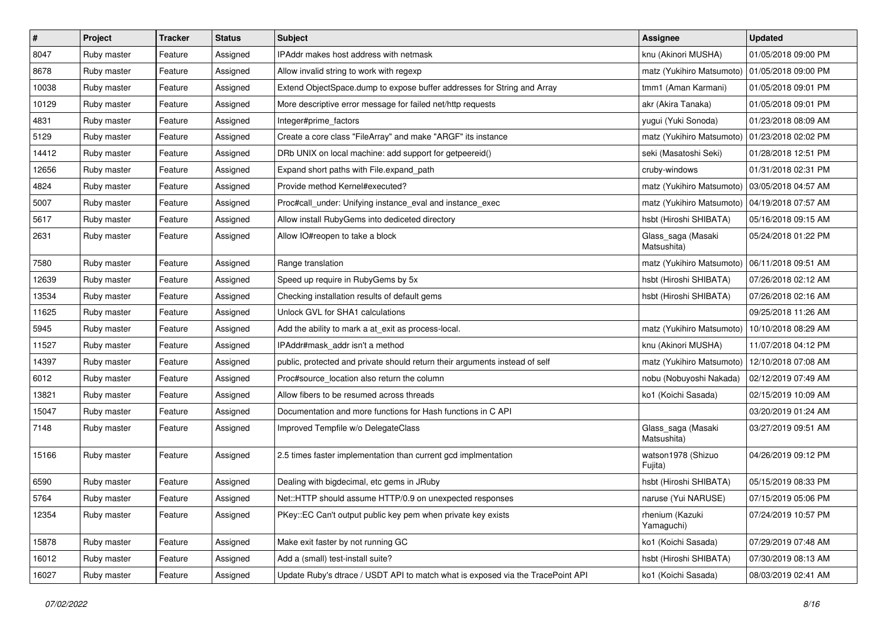| # | Project | Tracker | Status | Subject | Assignee | Updated |
|---|---|---|---|---|---|---|
| 8047 | Ruby master | Feature | Assigned | IPAddr makes host address with netmask | knu (Akinori MUSHA) | 01/05/2018 09:00 PM |
| 8678 | Ruby master | Feature | Assigned | Allow invalid string to work with regexp | matz (Yukihiro Matsumoto) | 01/05/2018 09:00 PM |
| 10038 | Ruby master | Feature | Assigned | Extend ObjectSpace.dump to expose buffer addresses for String and Array | tmm1 (Aman Karmani) | 01/05/2018 09:01 PM |
| 10129 | Ruby master | Feature | Assigned | More descriptive error message for failed net/http requests | akr (Akira Tanaka) | 01/05/2018 09:01 PM |
| 4831 | Ruby master | Feature | Assigned | Integer#prime_factors | yugui (Yuki Sonoda) | 01/23/2018 08:09 AM |
| 5129 | Ruby master | Feature | Assigned | Create a core class "FileArray" and make "ARGF" its instance | matz (Yukihiro Matsumoto) | 01/23/2018 02:02 PM |
| 14412 | Ruby master | Feature | Assigned | DRb UNIX on local machine: add support for getpeereid() | seki (Masatoshi Seki) | 01/28/2018 12:51 PM |
| 12656 | Ruby master | Feature | Assigned | Expand short paths with File.expand_path | cruby-windows | 01/31/2018 02:31 PM |
| 4824 | Ruby master | Feature | Assigned | Provide method Kernel#executed? | matz (Yukihiro Matsumoto) | 03/05/2018 04:57 AM |
| 5007 | Ruby master | Feature | Assigned | Proc#call_under: Unifying instance_eval and instance_exec | matz (Yukihiro Matsumoto) | 04/19/2018 07:57 AM |
| 5617 | Ruby master | Feature | Assigned | Allow install RubyGems into dediceted directory | hsbt (Hiroshi SHIBATA) | 05/16/2018 09:15 AM |
| 2631 | Ruby master | Feature | Assigned | Allow IO#reopen to take a block | Glass_saga (Masaki Matsushita) | 05/24/2018 01:22 PM |
| 7580 | Ruby master | Feature | Assigned | Range translation | matz (Yukihiro Matsumoto) | 06/11/2018 09:51 AM |
| 12639 | Ruby master | Feature | Assigned | Speed up require in RubyGems by 5x | hsbt (Hiroshi SHIBATA) | 07/26/2018 02:12 AM |
| 13534 | Ruby master | Feature | Assigned | Checking installation results of default gems | hsbt (Hiroshi SHIBATA) | 07/26/2018 02:16 AM |
| 11625 | Ruby master | Feature | Assigned | Unlock GVL for SHA1 calculations | | 09/25/2018 11:26 AM |
| 5945 | Ruby master | Feature | Assigned | Add the ability to mark a at_exit as process-local. | matz (Yukihiro Matsumoto) | 10/10/2018 08:29 AM |
| 11527 | Ruby master | Feature | Assigned | IPAddr#mask_addr isn't a method | knu (Akinori MUSHA) | 11/07/2018 04:12 PM |
| 14397 | Ruby master | Feature | Assigned | public, protected and private should return their arguments instead of self | matz (Yukihiro Matsumoto) | 12/10/2018 07:08 AM |
| 6012 | Ruby master | Feature | Assigned | Proc#source_location also return the column | nobu (Nobuyoshi Nakada) | 02/12/2019 07:49 AM |
| 13821 | Ruby master | Feature | Assigned | Allow fibers to be resumed across threads | ko1 (Koichi Sasada) | 02/15/2019 10:09 AM |
| 15047 | Ruby master | Feature | Assigned | Documentation and more functions for Hash functions in C API | | 03/20/2019 01:24 AM |
| 7148 | Ruby master | Feature | Assigned | Improved Tempfile w/o DelegateClass | Glass_saga (Masaki Matsushita) | 03/27/2019 09:51 AM |
| 15166 | Ruby master | Feature | Assigned | 2.5 times faster implementation than current gcd implmentation | watson1978 (Shizuo Fujita) | 04/26/2019 09:12 PM |
| 6590 | Ruby master | Feature | Assigned | Dealing with bigdecimal, etc gems in JRuby | hsbt (Hiroshi SHIBATA) | 05/15/2019 08:33 PM |
| 5764 | Ruby master | Feature | Assigned | Net::HTTP should assume HTTP/0.9 on unexpected responses | naruse (Yui NARUSE) | 07/15/2019 05:06 PM |
| 12354 | Ruby master | Feature | Assigned | PKey::EC Can't output public key pem when private key exists | rhenium (Kazuki Yamaguchi) | 07/24/2019 10:57 PM |
| 15878 | Ruby master | Feature | Assigned | Make exit faster by not running GC | ko1 (Koichi Sasada) | 07/29/2019 07:48 AM |
| 16012 | Ruby master | Feature | Assigned | Add a (small) test-install suite? | hsbt (Hiroshi SHIBATA) | 07/30/2019 08:13 AM |
| 16027 | Ruby master | Feature | Assigned | Update Ruby's dtrace / USDT API to match what is exposed via the TracePoint API | ko1 (Koichi Sasada) | 08/03/2019 02:41 AM |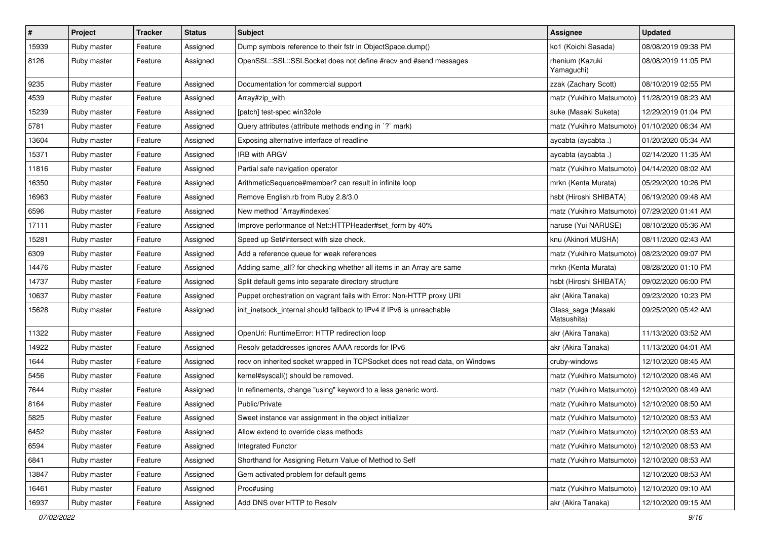| # | Project | Tracker | Status | Subject | Assignee | Updated |
|---|---|---|---|---|---|---|
| 15939 | Ruby master | Feature | Assigned | Dump symbols reference to their fstr in ObjectSpace.dump() | ko1 (Koichi Sasada) | 08/08/2019 09:38 PM |
| 8126 | Ruby master | Feature | Assigned | OpenSSL::SSL::SSLSocket does not define #recv and #send messages | rhenium (Kazuki Yamaguchi) | 08/08/2019 11:05 PM |
| 9235 | Ruby master | Feature | Assigned | Documentation for commercial support | zzak (Zachary Scott) | 08/10/2019 02:55 PM |
| 4539 | Ruby master | Feature | Assigned | Array#zip_with | matz (Yukihiro Matsumoto) | 11/28/2019 08:23 AM |
| 15239 | Ruby master | Feature | Assigned | [patch] test-spec win32ole | suke (Masaki Suketa) | 12/29/2019 01:04 PM |
| 5781 | Ruby master | Feature | Assigned | Query attributes (attribute methods ending in `?` mark) | matz (Yukihiro Matsumoto) | 01/10/2020 06:34 AM |
| 13604 | Ruby master | Feature | Assigned | Exposing alternative interface of readline | aycabta (aycabta .) | 01/20/2020 05:34 AM |
| 15371 | Ruby master | Feature | Assigned | IRB with ARGV | aycabta (aycabta .) | 02/14/2020 11:35 AM |
| 11816 | Ruby master | Feature | Assigned | Partial safe navigation operator | matz (Yukihiro Matsumoto) | 04/14/2020 08:02 AM |
| 16350 | Ruby master | Feature | Assigned | ArithmeticSequence#member? can result in infinite loop | mrkn (Kenta Murata) | 05/29/2020 10:26 PM |
| 16963 | Ruby master | Feature | Assigned | Remove English.rb from Ruby 2.8/3.0 | hsbt (Hiroshi SHIBATA) | 06/19/2020 09:48 AM |
| 6596 | Ruby master | Feature | Assigned | New method `Array#indexes` | matz (Yukihiro Matsumoto) | 07/29/2020 01:41 AM |
| 17111 | Ruby master | Feature | Assigned | Improve performance of Net::HTTPHeader#set_form by 40% | naruse (Yui NARUSE) | 08/10/2020 05:36 AM |
| 15281 | Ruby master | Feature | Assigned | Speed up Set#intersect with size check. | knu (Akinori MUSHA) | 08/11/2020 02:43 AM |
| 6309 | Ruby master | Feature | Assigned | Add a reference queue for weak references | matz (Yukihiro Matsumoto) | 08/23/2020 09:07 PM |
| 14476 | Ruby master | Feature | Assigned | Adding same_all? for checking whether all items in an Array are same | mrkn (Kenta Murata) | 08/28/2020 01:10 PM |
| 14737 | Ruby master | Feature | Assigned | Split default gems into separate directory structure | hsbt (Hiroshi SHIBATA) | 09/02/2020 06:00 PM |
| 10637 | Ruby master | Feature | Assigned | Puppet orchestration on vagrant fails with Error: Non-HTTP proxy URI | akr (Akira Tanaka) | 09/23/2020 10:23 PM |
| 15628 | Ruby master | Feature | Assigned | init_inetsock_internal should fallback to IPv4 if IPv6 is unreachable | Glass_saga (Masaki Matsushita) | 09/25/2020 05:42 AM |
| 11322 | Ruby master | Feature | Assigned | OpenUri: RuntimeError: HTTP redirection loop | akr (Akira Tanaka) | 11/13/2020 03:52 AM |
| 14922 | Ruby master | Feature | Assigned | Resolv getaddresses ignores AAAA records for IPv6 | akr (Akira Tanaka) | 11/13/2020 04:01 AM |
| 1644 | Ruby master | Feature | Assigned | recv on inherited socket wrapped in TCPSocket does not read data, on Windows | cruby-windows | 12/10/2020 08:45 AM |
| 5456 | Ruby master | Feature | Assigned | kernel#syscall() should be removed. | matz (Yukihiro Matsumoto) | 12/10/2020 08:46 AM |
| 7644 | Ruby master | Feature | Assigned | In refinements, change "using" keyword to a less generic word. | matz (Yukihiro Matsumoto) | 12/10/2020 08:49 AM |
| 8164 | Ruby master | Feature | Assigned | Public/Private | matz (Yukihiro Matsumoto) | 12/10/2020 08:50 AM |
| 5825 | Ruby master | Feature | Assigned | Sweet instance var assignment in the object initializer | matz (Yukihiro Matsumoto) | 12/10/2020 08:53 AM |
| 6452 | Ruby master | Feature | Assigned | Allow extend to override class methods | matz (Yukihiro Matsumoto) | 12/10/2020 08:53 AM |
| 6594 | Ruby master | Feature | Assigned | Integrated Functor | matz (Yukihiro Matsumoto) | 12/10/2020 08:53 AM |
| 6841 | Ruby master | Feature | Assigned | Shorthand for Assigning Return Value of Method to Self | matz (Yukihiro Matsumoto) | 12/10/2020 08:53 AM |
| 13847 | Ruby master | Feature | Assigned | Gem activated problem for default gems | | 12/10/2020 08:53 AM |
| 16461 | Ruby master | Feature | Assigned | Proc#using | matz (Yukihiro Matsumoto) | 12/10/2020 09:10 AM |
| 16937 | Ruby master | Feature | Assigned | Add DNS over HTTP to Resolv | akr (Akira Tanaka) | 12/10/2020 09:15 AM |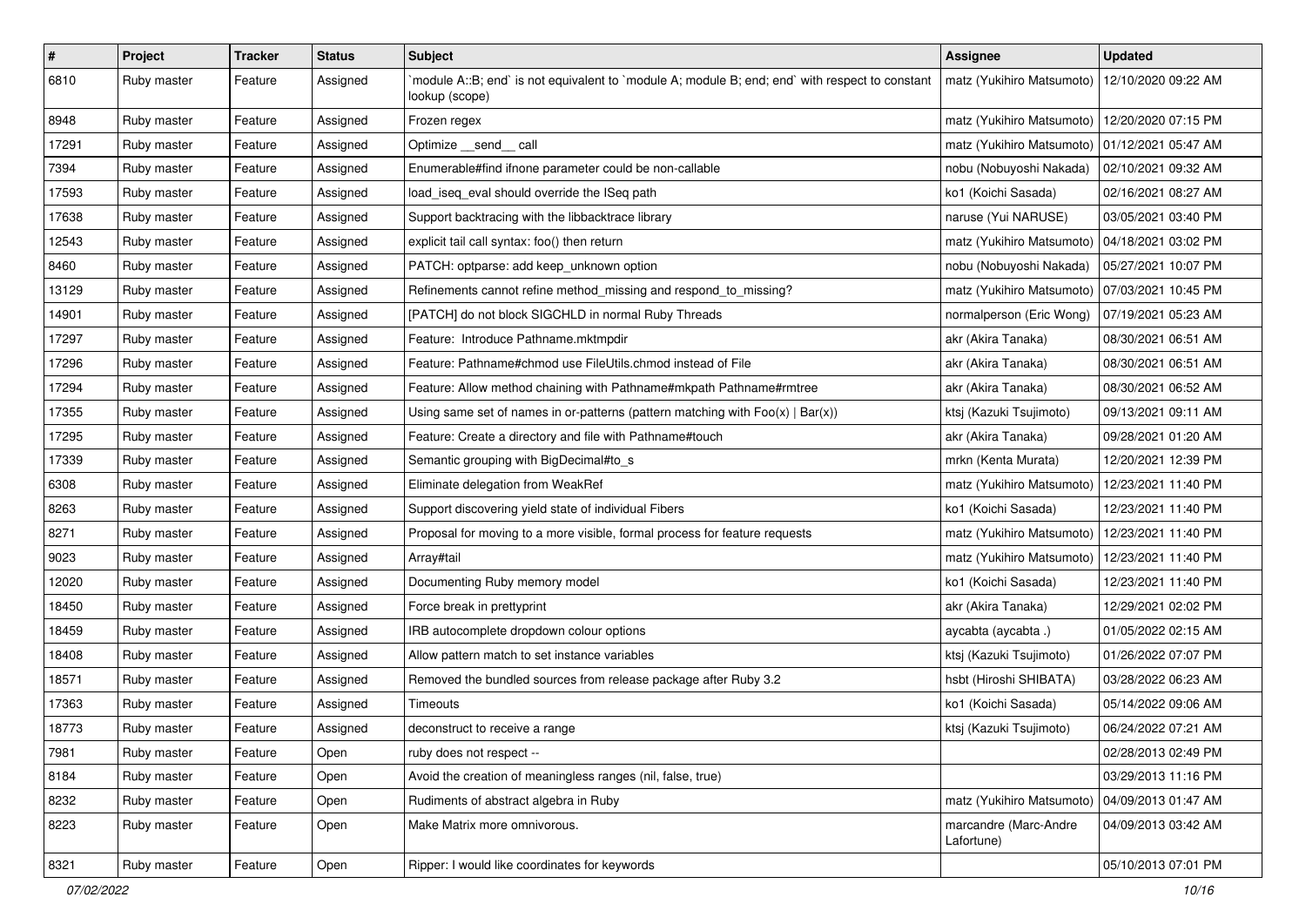| # | Project | Tracker | Status | Subject | Assignee | Updated |
|---|---|---|---|---|---|---|
| 6810 | Ruby master | Feature | Assigned | `module A::B; end` is not equivalent to `module A; module B; end; end` with respect to constant lookup (scope) | matz (Yukihiro Matsumoto) | 12/10/2020 09:22 AM |
| 8948 | Ruby master | Feature | Assigned | Frozen regex | matz (Yukihiro Matsumoto) | 12/20/2020 07:15 PM |
| 17291 | Ruby master | Feature | Assigned | Optimize __send__ call | matz (Yukihiro Matsumoto) | 01/12/2021 05:47 AM |
| 7394 | Ruby master | Feature | Assigned | Enumerable#find ifnone parameter could be non-callable | nobu (Nobuyoshi Nakada) | 02/10/2021 09:32 AM |
| 17593 | Ruby master | Feature | Assigned | load_iseq_eval should override the ISeq path | ko1 (Koichi Sasada) | 02/16/2021 08:27 AM |
| 17638 | Ruby master | Feature | Assigned | Support backtracing with the libbacktrace library | naruse (Yui NARUSE) | 03/05/2021 03:40 PM |
| 12543 | Ruby master | Feature | Assigned | explicit tail call syntax: foo() then return | matz (Yukihiro Matsumoto) | 04/18/2021 03:02 PM |
| 8460 | Ruby master | Feature | Assigned | PATCH: optparse: add keep_unknown option | nobu (Nobuyoshi Nakada) | 05/27/2021 10:07 PM |
| 13129 | Ruby master | Feature | Assigned | Refinements cannot refine method_missing and respond_to_missing? | matz (Yukihiro Matsumoto) | 07/03/2021 10:45 PM |
| 14901 | Ruby master | Feature | Assigned | [PATCH] do not block SIGCHLD in normal Ruby Threads | normalperson (Eric Wong) | 07/19/2021 05:23 AM |
| 17297 | Ruby master | Feature | Assigned | Feature: Introduce Pathname.mktmpdir | akr (Akira Tanaka) | 08/30/2021 06:51 AM |
| 17296 | Ruby master | Feature | Assigned | Feature: Pathname#chmod use FileUtils.chmod instead of File | akr (Akira Tanaka) | 08/30/2021 06:51 AM |
| 17294 | Ruby master | Feature | Assigned | Feature: Allow method chaining with Pathname#mkpath Pathname#rmtree | akr (Akira Tanaka) | 08/30/2021 06:52 AM |
| 17355 | Ruby master | Feature | Assigned | Using same set of names in or-patterns (pattern matching with Foo(x) \| Bar(x)) | ktsj (Kazuki Tsujimoto) | 09/13/2021 09:11 AM |
| 17295 | Ruby master | Feature | Assigned | Feature: Create a directory and file with Pathname#touch | akr (Akira Tanaka) | 09/28/2021 01:20 AM |
| 17339 | Ruby master | Feature | Assigned | Semantic grouping with BigDecimal#to_s | mrkn (Kenta Murata) | 12/20/2021 12:39 PM |
| 6308 | Ruby master | Feature | Assigned | Eliminate delegation from WeakRef | matz (Yukihiro Matsumoto) | 12/23/2021 11:40 PM |
| 8263 | Ruby master | Feature | Assigned | Support discovering yield state of individual Fibers | ko1 (Koichi Sasada) | 12/23/2021 11:40 PM |
| 8271 | Ruby master | Feature | Assigned | Proposal for moving to a more visible, formal process for feature requests | matz (Yukihiro Matsumoto) | 12/23/2021 11:40 PM |
| 9023 | Ruby master | Feature | Assigned | Array#tail | matz (Yukihiro Matsumoto) | 12/23/2021 11:40 PM |
| 12020 | Ruby master | Feature | Assigned | Documenting Ruby memory model | ko1 (Koichi Sasada) | 12/23/2021 11:40 PM |
| 18450 | Ruby master | Feature | Assigned | Force break in prettyprint | akr (Akira Tanaka) | 12/29/2021 02:02 PM |
| 18459 | Ruby master | Feature | Assigned | IRB autocomplete dropdown colour options | aycabta (aycabta .) | 01/05/2022 02:15 AM |
| 18408 | Ruby master | Feature | Assigned | Allow pattern match to set instance variables | ktsj (Kazuki Tsujimoto) | 01/26/2022 07:07 PM |
| 18571 | Ruby master | Feature | Assigned | Removed the bundled sources from release package after Ruby 3.2 | hsbt (Hiroshi SHIBATA) | 03/28/2022 06:23 AM |
| 17363 | Ruby master | Feature | Assigned | Timeouts | ko1 (Koichi Sasada) | 05/14/2022 09:06 AM |
| 18773 | Ruby master | Feature | Assigned | deconstruct to receive a range | ktsj (Kazuki Tsujimoto) | 06/24/2022 07:21 AM |
| 7981 | Ruby master | Feature | Open | ruby does not respect -- | | 02/28/2013 02:49 PM |
| 8184 | Ruby master | Feature | Open | Avoid the creation of meaningless ranges (nil, false, true) | | 03/29/2013 11:16 PM |
| 8232 | Ruby master | Feature | Open | Rudiments of abstract algebra in Ruby | matz (Yukihiro Matsumoto) | 04/09/2013 01:47 AM |
| 8223 | Ruby master | Feature | Open | Make Matrix more omnivorous. | marcandre (Marc-Andre Lafortune) | 04/09/2013 03:42 AM |
| 8321 | Ruby master | Feature | Open | Ripper: I would like coordinates for keywords | | 05/10/2013 07:01 PM |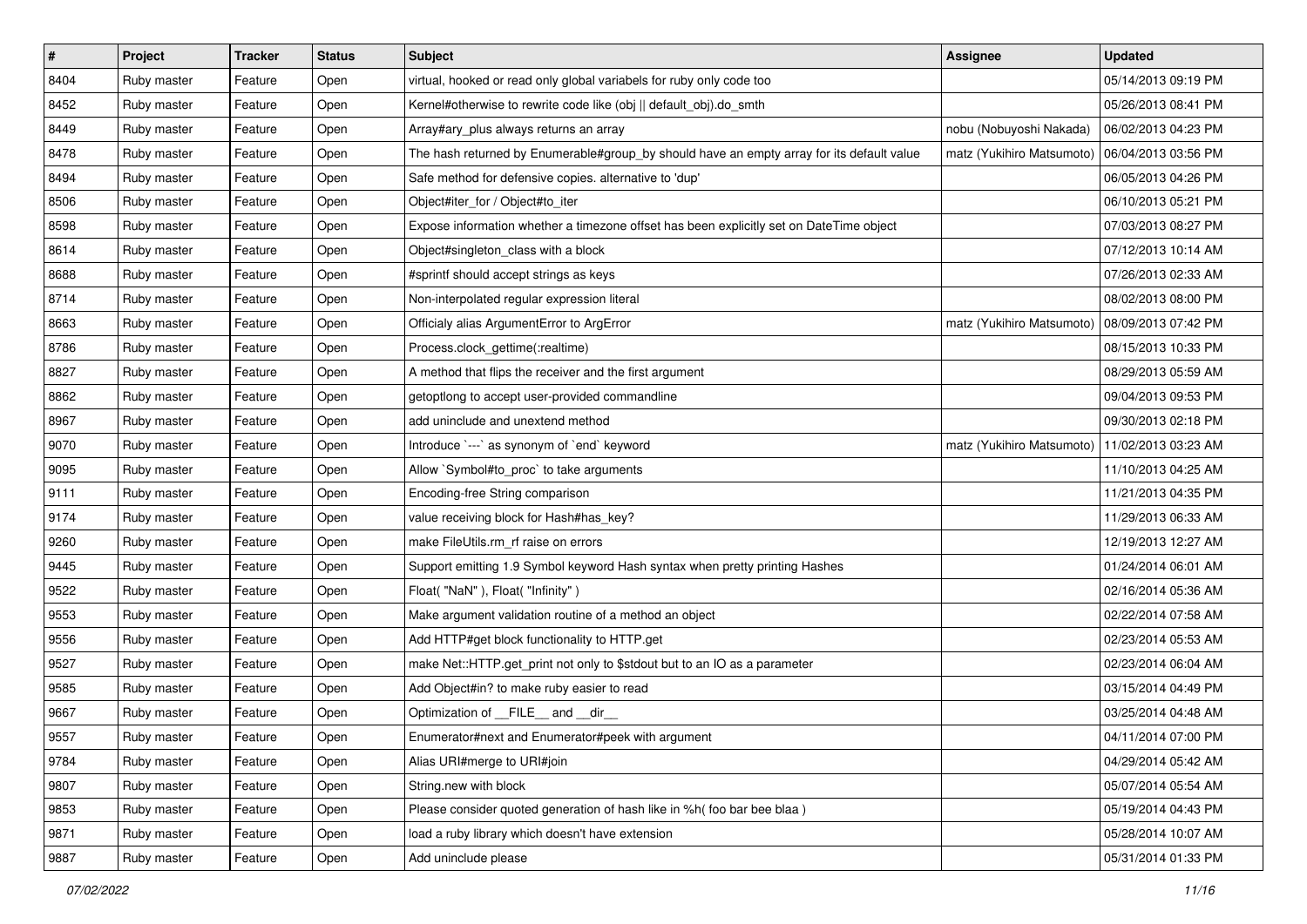| # | Project | Tracker | Status | Subject | Assignee | Updated |
|---|---|---|---|---|---|---|
| 8404 | Ruby master | Feature | Open | virtual, hooked or read only global variabels for ruby only code too | | 05/14/2013 09:19 PM |
| 8452 | Ruby master | Feature | Open | Kernel#otherwise to rewrite code like (obj \|\| default_obj).do_smth | | 05/26/2013 08:41 PM |
| 8449 | Ruby master | Feature | Open | Array#ary_plus always returns an array | nobu (Nobuyoshi Nakada) | 06/02/2013 04:23 PM |
| 8478 | Ruby master | Feature | Open | The hash returned by Enumerable#group_by should have an empty array for its default value | matz (Yukihiro Matsumoto) | 06/04/2013 03:56 PM |
| 8494 | Ruby master | Feature | Open | Safe method for defensive copies. alternative to 'dup' | | 06/05/2013 04:26 PM |
| 8506 | Ruby master | Feature | Open | Object#iter_for / Object#to_iter | | 06/10/2013 05:21 PM |
| 8598 | Ruby master | Feature | Open | Expose information whether a timezone offset has been explicitly set on DateTime object | | 07/03/2013 08:27 PM |
| 8614 | Ruby master | Feature | Open | Object#singleton_class with a block | | 07/12/2013 10:14 AM |
| 8688 | Ruby master | Feature | Open | #sprintf should accept strings as keys | | 07/26/2013 02:33 AM |
| 8714 | Ruby master | Feature | Open | Non-interpolated regular expression literal | | 08/02/2013 08:00 PM |
| 8663 | Ruby master | Feature | Open | Officialy alias ArgumentError to ArgError | matz (Yukihiro Matsumoto) | 08/09/2013 07:42 PM |
| 8786 | Ruby master | Feature | Open | Process.clock_gettime(:realtime) | | 08/15/2013 10:33 PM |
| 8827 | Ruby master | Feature | Open | A method that flips the receiver and the first argument | | 08/29/2013 05:59 AM |
| 8862 | Ruby master | Feature | Open | getoptlong to accept user-provided commandline | | 09/04/2013 09:53 PM |
| 8967 | Ruby master | Feature | Open | add uninclude and unextend method | | 09/30/2013 02:18 PM |
| 9070 | Ruby master | Feature | Open | Introduce `---` as synonym of `end` keyword | matz (Yukihiro Matsumoto) | 11/02/2013 03:23 AM |
| 9095 | Ruby master | Feature | Open | Allow `Symbol#to_proc` to take arguments | | 11/10/2013 04:25 AM |
| 9111 | Ruby master | Feature | Open | Encoding-free String comparison | | 11/21/2013 04:35 PM |
| 9174 | Ruby master | Feature | Open | value receiving block for Hash#has_key? | | 11/29/2013 06:33 AM |
| 9260 | Ruby master | Feature | Open | make FileUtils.rm_rf raise on errors | | 12/19/2013 12:27 AM |
| 9445 | Ruby master | Feature | Open | Support emitting 1.9 Symbol keyword Hash syntax when pretty printing Hashes | | 01/24/2014 06:01 AM |
| 9522 | Ruby master | Feature | Open | Float( "NaN" ), Float( "Infinity" ) | | 02/16/2014 05:36 AM |
| 9553 | Ruby master | Feature | Open | Make argument validation routine of a method an object | | 02/22/2014 07:58 AM |
| 9556 | Ruby master | Feature | Open | Add HTTP#get block functionality to HTTP.get | | 02/23/2014 05:53 AM |
| 9527 | Ruby master | Feature | Open | make Net::HTTP.get_print not only to $stdout but to an IO as a parameter | | 02/23/2014 06:04 AM |
| 9585 | Ruby master | Feature | Open | Add Object#in? to make ruby easier to read | | 03/15/2014 04:49 PM |
| 9667 | Ruby master | Feature | Open | Optimization of __FILE__ and __dir__ | | 03/25/2014 04:48 AM |
| 9557 | Ruby master | Feature | Open | Enumerator#next and Enumerator#peek with argument | | 04/11/2014 07:00 PM |
| 9784 | Ruby master | Feature | Open | Alias URI#merge to URI#join | | 04/29/2014 05:42 AM |
| 9807 | Ruby master | Feature | Open | String.new with block | | 05/07/2014 05:54 AM |
| 9853 | Ruby master | Feature | Open | Please consider quoted generation of hash like in %h( foo bar bee blaa ) | | 05/19/2014 04:43 PM |
| 9871 | Ruby master | Feature | Open | load a ruby library which doesn't have extension | | 05/28/2014 10:07 AM |
| 9887 | Ruby master | Feature | Open | Add uninclude please | | 05/31/2014 01:33 PM |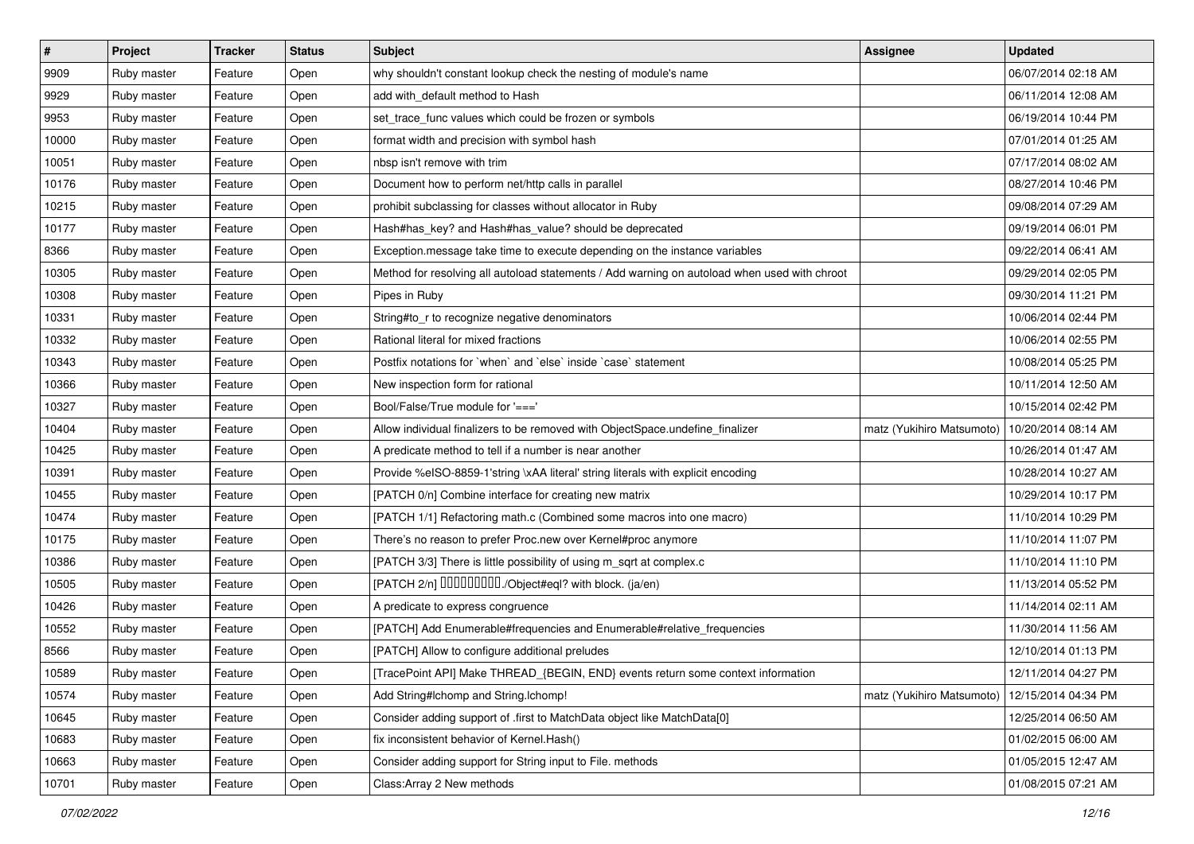| # | Project | Tracker | Status | Subject | Assignee | Updated |
|---|---|---|---|---|---|---|
| 9909 | Ruby master | Feature | Open | why shouldn't constant lookup check the nesting of module's name | | 06/07/2014 02:18 AM |
| 9929 | Ruby master | Feature | Open | add with_default method to Hash | | 06/11/2014 12:08 AM |
| 9953 | Ruby master | Feature | Open | set_trace_func values which could be frozen or symbols | | 06/19/2014 10:44 PM |
| 10000 | Ruby master | Feature | Open | format width and precision with symbol hash | | 07/01/2014 01:25 AM |
| 10051 | Ruby master | Feature | Open | nbsp isn't remove with trim | | 07/17/2014 08:02 AM |
| 10176 | Ruby master | Feature | Open | Document how to perform net/http calls in parallel | | 08/27/2014 10:46 PM |
| 10215 | Ruby master | Feature | Open | prohibit subclassing for classes without allocator in Ruby | | 09/08/2014 07:29 AM |
| 10177 | Ruby master | Feature | Open | Hash#has_key? and Hash#has_value? should be deprecated | | 09/19/2014 06:01 PM |
| 8366 | Ruby master | Feature | Open | Exception.message take time to execute depending on the instance variables | | 09/22/2014 06:41 AM |
| 10305 | Ruby master | Feature | Open | Method for resolving all autoload statements / Add warning on autoload when used with chroot | | 09/29/2014 02:05 PM |
| 10308 | Ruby master | Feature | Open | Pipes in Ruby | | 09/30/2014 11:21 PM |
| 10331 | Ruby master | Feature | Open | String#to_r to recognize negative denominators | | 10/06/2014 02:44 PM |
| 10332 | Ruby master | Feature | Open | Rational literal for mixed fractions | | 10/06/2014 02:55 PM |
| 10343 | Ruby master | Feature | Open | Postfix notations for `when` and `else` inside `case` statement | | 10/08/2014 05:25 PM |
| 10366 | Ruby master | Feature | Open | New inspection form for rational | | 10/11/2014 12:50 AM |
| 10327 | Ruby master | Feature | Open | Bool/False/True module for '===' | | 10/15/2014 02:42 PM |
| 10404 | Ruby master | Feature | Open | Allow individual finalizers to be removed with ObjectSpace.undefine_finalizer | matz (Yukihiro Matsumoto) | 10/20/2014 08:14 AM |
| 10425 | Ruby master | Feature | Open | A predicate method to tell if a number is near another | | 10/26/2014 01:47 AM |
| 10391 | Ruby master | Feature | Open | Provide %eISO-8859-1'string \xAA literal' string literals with explicit encoding | | 10/28/2014 10:27 AM |
| 10455 | Ruby master | Feature | Open | [PATCH 0/n] Combine interface for creating new matrix | | 10/29/2014 10:17 PM |
| 10474 | Ruby master | Feature | Open | [PATCH 1/1] Refactoring math.c (Combined some macros into one macro) | | 11/10/2014 10:29 PM |
| 10175 | Ruby master | Feature | Open | There’s no reason to prefer Proc.new over Kernel#proc anymore | | 11/10/2014 11:07 PM |
| 10386 | Ruby master | Feature | Open | [PATCH 3/3] There is little possibility of using m_sqrt at complex.c | | 11/10/2014 11:10 PM |
| 10505 | Ruby master | Feature | Open | [PATCH 2/n] □□□□□□□□□./Object#eql? with block. (ja/en) | | 11/13/2014 05:52 PM |
| 10426 | Ruby master | Feature | Open | A predicate to express congruence | | 11/14/2014 02:11 AM |
| 10552 | Ruby master | Feature | Open | [PATCH] Add Enumerable#frequencies and Enumerable#relative_frequencies | | 11/30/2014 11:56 AM |
| 8566 | Ruby master | Feature | Open | [PATCH] Allow to configure additional preludes | | 12/10/2014 01:13 PM |
| 10589 | Ruby master | Feature | Open | [TracePoint API] Make THREAD_{BEGIN, END} events return some context information | | 12/11/2014 04:27 PM |
| 10574 | Ruby master | Feature | Open | Add String#lchomp and String.lchomp! | matz (Yukihiro Matsumoto) | 12/15/2014 04:34 PM |
| 10645 | Ruby master | Feature | Open | Consider adding support of .first to MatchData object like MatchData[0] | | 12/25/2014 06:50 AM |
| 10683 | Ruby master | Feature | Open | fix inconsistent behavior of Kernel.Hash() | | 01/02/2015 06:00 AM |
| 10663 | Ruby master | Feature | Open | Consider adding support for String input to File. methods | | 01/05/2015 12:47 AM |
| 10701 | Ruby master | Feature | Open | Class:Array 2 New methods | | 01/08/2015 07:21 AM |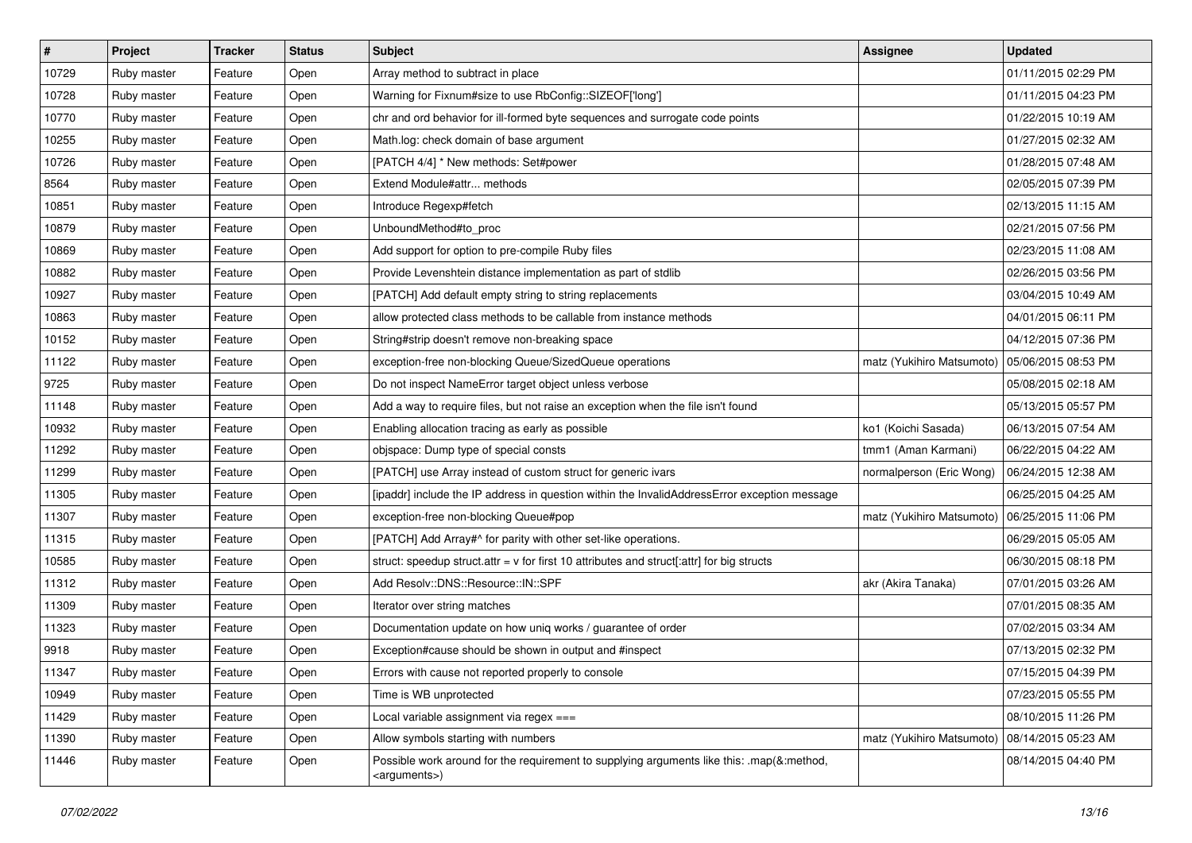| # | Project | Tracker | Status | Subject | Assignee | Updated |
|---|---|---|---|---|---|---|
| 10729 | Ruby master | Feature | Open | Array method to subtract in place | | 01/11/2015 02:29 PM |
| 10728 | Ruby master | Feature | Open | Warning for Fixnum#size to use RbConfig::SIZEOF['long'] | | 01/11/2015 04:23 PM |
| 10770 | Ruby master | Feature | Open | chr and ord behavior for ill-formed byte sequences and surrogate code points | | 01/22/2015 10:19 AM |
| 10255 | Ruby master | Feature | Open | Math.log: check domain of base argument | | 01/27/2015 02:32 AM |
| 10726 | Ruby master | Feature | Open | [PATCH 4/4] * New methods: Set#power | | 01/28/2015 07:48 AM |
| 8564 | Ruby master | Feature | Open | Extend Module#attr... methods | | 02/05/2015 07:39 PM |
| 10851 | Ruby master | Feature | Open | Introduce Regexp#fetch | | 02/13/2015 11:15 AM |
| 10879 | Ruby master | Feature | Open | UnboundMethod#to_proc | | 02/21/2015 07:56 PM |
| 10869 | Ruby master | Feature | Open | Add support for option to pre-compile Ruby files | | 02/23/2015 11:08 AM |
| 10882 | Ruby master | Feature | Open | Provide Levenshtein distance implementation as part of stdlib | | 02/26/2015 03:56 PM |
| 10927 | Ruby master | Feature | Open | [PATCH] Add default empty string to string replacements | | 03/04/2015 10:49 AM |
| 10863 | Ruby master | Feature | Open | allow protected class methods to be callable from instance methods | | 04/01/2015 06:11 PM |
| 10152 | Ruby master | Feature | Open | String#strip doesn't remove non-breaking space | | 04/12/2015 07:36 PM |
| 11122 | Ruby master | Feature | Open | exception-free non-blocking Queue/SizedQueue operations | matz (Yukihiro Matsumoto) | 05/06/2015 08:53 PM |
| 9725 | Ruby master | Feature | Open | Do not inspect NameError target object unless verbose | | 05/08/2015 02:18 AM |
| 11148 | Ruby master | Feature | Open | Add a way to require files, but not raise an exception when the file isn't found | | 05/13/2015 05:57 PM |
| 10932 | Ruby master | Feature | Open | Enabling allocation tracing as early as possible | ko1 (Koichi Sasada) | 06/13/2015 07:54 AM |
| 11292 | Ruby master | Feature | Open | objspace: Dump type of special consts | tmm1 (Aman Karmani) | 06/22/2015 04:22 AM |
| 11299 | Ruby master | Feature | Open | [PATCH] use Array instead of custom struct for generic ivars | normalperson (Eric Wong) | 06/24/2015 12:38 AM |
| 11305 | Ruby master | Feature | Open | [ipaddr] include the IP address in question within the InvalidAddressError exception message | | 06/25/2015 04:25 AM |
| 11307 | Ruby master | Feature | Open | exception-free non-blocking Queue#pop | matz (Yukihiro Matsumoto) | 06/25/2015 11:06 PM |
| 11315 | Ruby master | Feature | Open | [PATCH] Add Array#^ for parity with other set-like operations. | | 06/29/2015 05:05 AM |
| 10585 | Ruby master | Feature | Open | struct: speedup struct.attr = v for first 10 attributes and struct[:attr] for big structs | | 06/30/2015 08:18 PM |
| 11312 | Ruby master | Feature | Open | Add Resolv::DNS::Resource::IN::SPF | akr (Akira Tanaka) | 07/01/2015 03:26 AM |
| 11309 | Ruby master | Feature | Open | Iterator over string matches | | 07/01/2015 08:35 AM |
| 11323 | Ruby master | Feature | Open | Documentation update on how uniq works / guarantee of order | | 07/02/2015 03:34 AM |
| 9918 | Ruby master | Feature | Open | Exception#cause should be shown in output and #inspect | | 07/13/2015 02:32 PM |
| 11347 | Ruby master | Feature | Open | Errors with cause not reported properly to console | | 07/15/2015 04:39 PM |
| 10949 | Ruby master | Feature | Open | Time is WB unprotected | | 07/23/2015 05:55 PM |
| 11429 | Ruby master | Feature | Open | Local variable assignment via regex === | | 08/10/2015 11:26 PM |
| 11390 | Ruby master | Feature | Open | Allow symbols starting with numbers | matz (Yukihiro Matsumoto) | 08/14/2015 05:23 AM |
| 11446 | Ruby master | Feature | Open | Possible work around for the requirement to supplying arguments like this: .map(&:method, <arguments>) | | 08/14/2015 04:40 PM |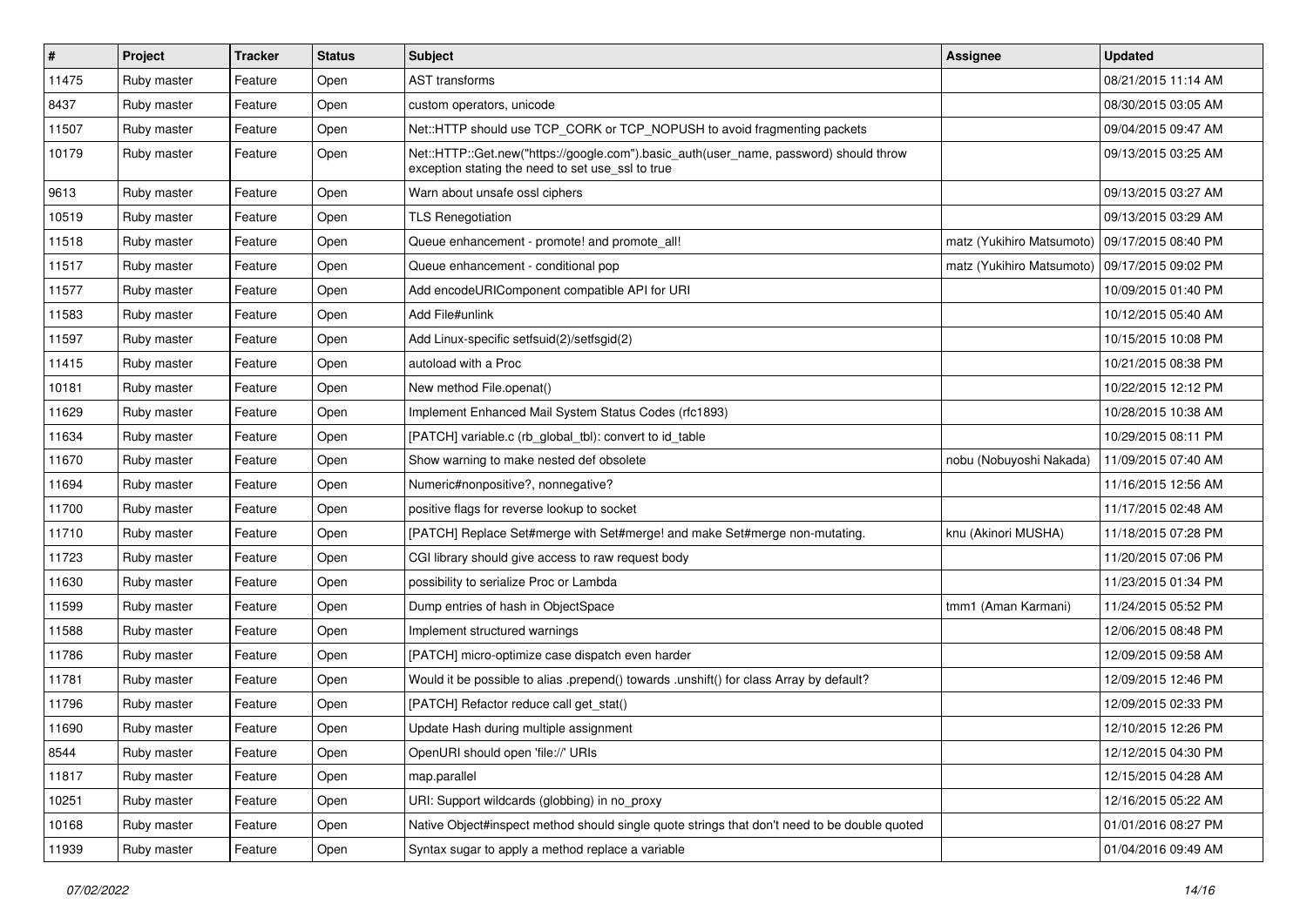| # | Project | Tracker | Status | Subject | Assignee | Updated |
| --- | --- | --- | --- | --- | --- | --- |
| 11475 | Ruby master | Feature | Open | AST transforms | | 08/21/2015 11:14 AM |
| 8437 | Ruby master | Feature | Open | custom operators, unicode | | 08/30/2015 03:05 AM |
| 11507 | Ruby master | Feature | Open | Net::HTTP should use TCP_CORK or TCP_NOPUSH to avoid fragmenting packets | | 09/04/2015 09:47 AM |
| 10179 | Ruby master | Feature | Open | Net::HTTP::Get.new("https://google.com").basic_auth(user_name, password) should throw exception stating the need to set use_ssl to true | | 09/13/2015 03:25 AM |
| 9613 | Ruby master | Feature | Open | Warn about unsafe ossl ciphers | | 09/13/2015 03:27 AM |
| 10519 | Ruby master | Feature | Open | TLS Renegotiation | | 09/13/2015 03:29 AM |
| 11518 | Ruby master | Feature | Open | Queue enhancement - promote! and promote_all! | matz (Yukihiro Matsumoto) | 09/17/2015 08:40 PM |
| 11517 | Ruby master | Feature | Open | Queue enhancement - conditional pop | matz (Yukihiro Matsumoto) | 09/17/2015 09:02 PM |
| 11577 | Ruby master | Feature | Open | Add encodeURIComponent compatible API for URI | | 10/09/2015 01:40 PM |
| 11583 | Ruby master | Feature | Open | Add File#unlink | | 10/12/2015 05:40 AM |
| 11597 | Ruby master | Feature | Open | Add Linux-specific setfsuid(2)/setfsgid(2) | | 10/15/2015 10:08 PM |
| 11415 | Ruby master | Feature | Open | autoload with a Proc | | 10/21/2015 08:38 PM |
| 10181 | Ruby master | Feature | Open | New method File.openat() | | 10/22/2015 12:12 PM |
| 11629 | Ruby master | Feature | Open | Implement Enhanced Mail System Status Codes (rfc1893) | | 10/28/2015 10:38 AM |
| 11634 | Ruby master | Feature | Open | [PATCH] variable.c (rb_global_tbl): convert to id_table | | 10/29/2015 08:11 PM |
| 11670 | Ruby master | Feature | Open | Show warning to make nested def obsolete | nobu (Nobuyoshi Nakada) | 11/09/2015 07:40 AM |
| 11694 | Ruby master | Feature | Open | Numeric#nonpositive?, nonnegative? | | 11/16/2015 12:56 AM |
| 11700 | Ruby master | Feature | Open | positive flags for reverse lookup to socket | | 11/17/2015 02:48 AM |
| 11710 | Ruby master | Feature | Open | [PATCH] Replace Set#merge with Set#merge! and make Set#merge non-mutating. | knu (Akinori MUSHA) | 11/18/2015 07:28 PM |
| 11723 | Ruby master | Feature | Open | CGI library should give access to raw request body | | 11/20/2015 07:06 PM |
| 11630 | Ruby master | Feature | Open | possibility to serialize Proc or Lambda | | 11/23/2015 01:34 PM |
| 11599 | Ruby master | Feature | Open | Dump entries of hash in ObjectSpace | tmm1 (Aman Karmani) | 11/24/2015 05:52 PM |
| 11588 | Ruby master | Feature | Open | Implement structured warnings | | 12/06/2015 08:48 PM |
| 11786 | Ruby master | Feature | Open | [PATCH] micro-optimize case dispatch even harder | | 12/09/2015 09:58 AM |
| 11781 | Ruby master | Feature | Open | Would it be possible to alias .prepend() towards .unshift() for class Array by default? | | 12/09/2015 12:46 PM |
| 11796 | Ruby master | Feature | Open | [PATCH] Refactor reduce call get_stat() | | 12/09/2015 02:33 PM |
| 11690 | Ruby master | Feature | Open | Update Hash during multiple assignment | | 12/10/2015 12:26 PM |
| 8544 | Ruby master | Feature | Open | OpenURI should open 'file://' URIs | | 12/12/2015 04:30 PM |
| 11817 | Ruby master | Feature | Open | map.parallel | | 12/15/2015 04:28 AM |
| 10251 | Ruby master | Feature | Open | URI: Support wildcards (globbing) in no_proxy | | 12/16/2015 05:22 AM |
| 10168 | Ruby master | Feature | Open | Native Object#inspect method should single quote strings that don't need to be double quoted | | 01/01/2016 08:27 PM |
| 11939 | Ruby master | Feature | Open | Syntax sugar to apply a method replace a variable | | 01/04/2016 09:49 AM |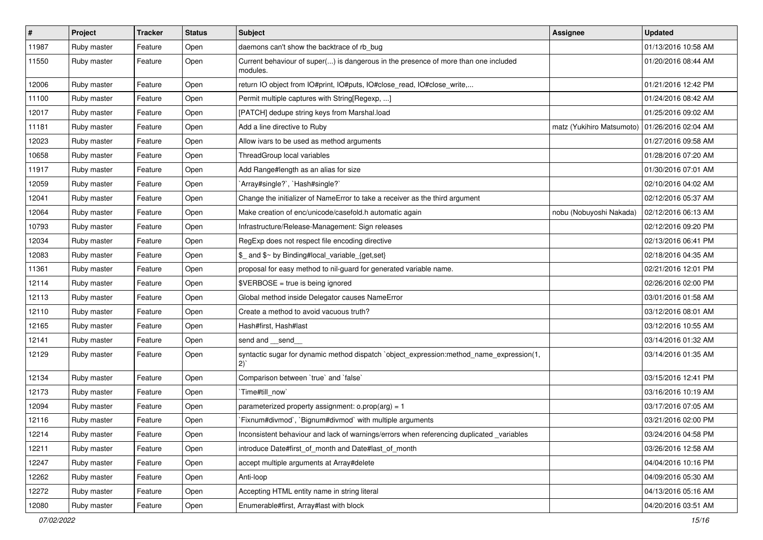| # | Project | Tracker | Status | Subject | Assignee | Updated |
|---|---|---|---|---|---|---|
| 11987 | Ruby master | Feature | Open | daemons can't show the backtrace of rb_bug | | 01/13/2016 10:58 AM |
| 11550 | Ruby master | Feature | Open | Current behaviour of super(...) is dangerous in the presence of more than one included modules. | | 01/20/2016 08:44 AM |
| 12006 | Ruby master | Feature | Open | return IO object from IO#print, IO#puts, IO#close_read, IO#close_write,... | | 01/21/2016 12:42 PM |
| 11100 | Ruby master | Feature | Open | Permit multiple captures with String[Regexp, ...] | | 01/24/2016 08:42 AM |
| 12017 | Ruby master | Feature | Open | [PATCH] dedupe string keys from Marshal.load | | 01/25/2016 09:02 AM |
| 11181 | Ruby master | Feature | Open | Add a line directive to Ruby | matz (Yukihiro Matsumoto) | 01/26/2016 02:04 AM |
| 12023 | Ruby master | Feature | Open | Allow ivars to be used as method arguments | | 01/27/2016 09:58 AM |
| 10658 | Ruby master | Feature | Open | ThreadGroup local variables | | 01/28/2016 07:20 AM |
| 11917 | Ruby master | Feature | Open | Add Range#length as an alias for size | | 01/30/2016 07:01 AM |
| 12059 | Ruby master | Feature | Open | `Array#single?`, `Hash#single?` | | 02/10/2016 04:02 AM |
| 12041 | Ruby master | Feature | Open | Change the initializer of NameError to take a receiver as the third argument | | 02/12/2016 05:37 AM |
| 12064 | Ruby master | Feature | Open | Make creation of enc/unicode/casefold.h automatic again | nobu (Nobuyoshi Nakada) | 02/12/2016 06:13 AM |
| 10793 | Ruby master | Feature | Open | Infrastructure/Release-Management: Sign releases | | 02/12/2016 09:20 PM |
| 12034 | Ruby master | Feature | Open | RegExp does not respect file encoding directive | | 02/13/2016 06:41 PM |
| 12083 | Ruby master | Feature | Open | $_ and $~ by Binding#local_variable_{get,set} | | 02/18/2016 04:35 AM |
| 11361 | Ruby master | Feature | Open | proposal for easy method to nil-guard for generated variable name. | | 02/21/2016 12:01 PM |
| 12114 | Ruby master | Feature | Open | $VERBOSE = true is being ignored | | 02/26/2016 02:00 PM |
| 12113 | Ruby master | Feature | Open | Global method inside Delegator causes NameError | | 03/01/2016 01:58 AM |
| 12110 | Ruby master | Feature | Open | Create a method to avoid vacuous truth? | | 03/12/2016 08:01 AM |
| 12165 | Ruby master | Feature | Open | Hash#first, Hash#last | | 03/12/2016 10:55 AM |
| 12141 | Ruby master | Feature | Open | send and __send__ | | 03/14/2016 01:32 AM |
| 12129 | Ruby master | Feature | Open | syntactic sugar for dynamic method dispatch `object_expression:method_name_expression(1, 2)` | | 03/14/2016 01:35 AM |
| 12134 | Ruby master | Feature | Open | Comparison between `true` and `false` | | 03/15/2016 12:41 PM |
| 12173 | Ruby master | Feature | Open | `Time#till_now` | | 03/16/2016 10:19 AM |
| 12094 | Ruby master | Feature | Open | parameterized property assignment: o.prop(arg) = 1 | | 03/17/2016 07:05 AM |
| 12116 | Ruby master | Feature | Open | `Fixnum#divmod`, `Bignum#divmod` with multiple arguments | | 03/21/2016 02:00 PM |
| 12214 | Ruby master | Feature | Open | Inconsistent behaviour and lack of warnings/errors when referencing duplicated _variables | | 03/24/2016 04:58 PM |
| 12211 | Ruby master | Feature | Open | introduce Date#first_of_month and Date#last_of_month | | 03/26/2016 12:58 AM |
| 12247 | Ruby master | Feature | Open | accept multiple arguments at Array#delete | | 04/04/2016 10:16 PM |
| 12262 | Ruby master | Feature | Open | Anti-loop | | 04/09/2016 05:30 AM |
| 12272 | Ruby master | Feature | Open | Accepting HTML entity name in string literal | | 04/13/2016 05:16 AM |
| 12080 | Ruby master | Feature | Open | Enumerable#first, Array#last with block | | 04/20/2016 03:51 AM |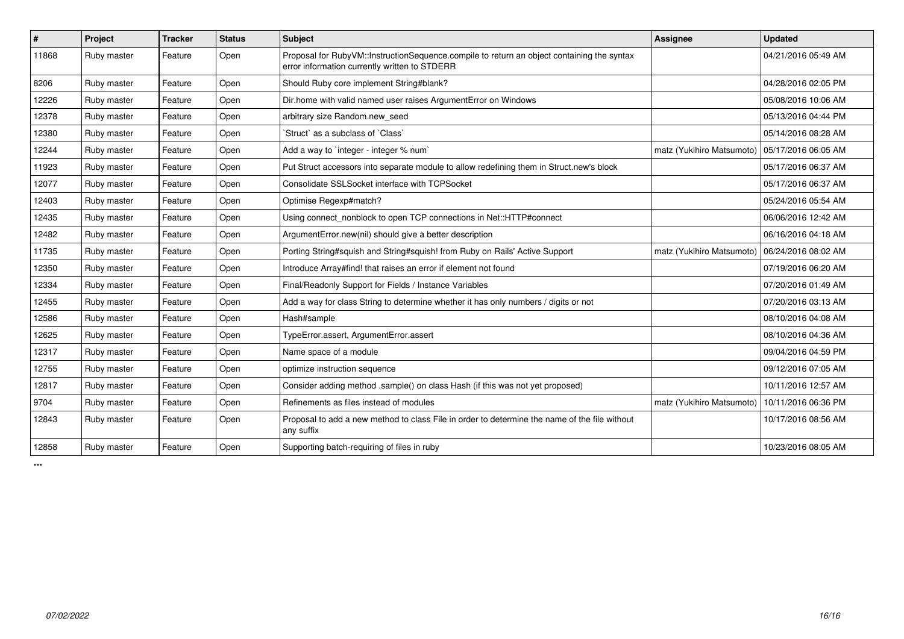| # | Project | Tracker | Status | Subject | Assignee | Updated |
|---|---|---|---|---|---|---|
| 11868 | Ruby master | Feature | Open | Proposal for RubyVM::InstructionSequence.compile to return an object containing the syntax error information currently written to STDERR | | 04/21/2016 05:49 AM |
| 8206 | Ruby master | Feature | Open | Should Ruby core implement String#blank? | | 04/28/2016 02:05 PM |
| 12226 | Ruby master | Feature | Open | Dir.home with valid named user raises ArgumentError on Windows | | 05/08/2016 10:06 AM |
| 12378 | Ruby master | Feature | Open | arbitrary size Random.new_seed | | 05/13/2016 04:44 PM |
| 12380 | Ruby master | Feature | Open | `Struct` as a subclass of `Class` | | 05/14/2016 08:28 AM |
| 12244 | Ruby master | Feature | Open | Add a way to `integer - integer % num` | matz (Yukihiro Matsumoto) | 05/17/2016 06:05 AM |
| 11923 | Ruby master | Feature | Open | Put Struct accessors into separate module to allow redefining them in Struct.new's block | | 05/17/2016 06:37 AM |
| 12077 | Ruby master | Feature | Open | Consolidate SSLSocket interface with TCPSocket | | 05/17/2016 06:37 AM |
| 12403 | Ruby master | Feature | Open | Optimise Regexp#match? | | 05/24/2016 05:54 AM |
| 12435 | Ruby master | Feature | Open | Using connect_nonblock to open TCP connections in Net::HTTP#connect | | 06/06/2016 12:42 AM |
| 12482 | Ruby master | Feature | Open | ArgumentError.new(nil) should give a better description | | 06/16/2016 04:18 AM |
| 11735 | Ruby master | Feature | Open | Porting String#squish and String#squish! from Ruby on Rails' Active Support | matz (Yukihiro Matsumoto) | 06/24/2016 08:02 AM |
| 12350 | Ruby master | Feature | Open | Introduce Array#find! that raises an error if element not found | | 07/19/2016 06:20 AM |
| 12334 | Ruby master | Feature | Open | Final/Readonly Support for Fields / Instance Variables | | 07/20/2016 01:49 AM |
| 12455 | Ruby master | Feature | Open | Add a way for class String to determine whether it has only numbers / digits or not | | 07/20/2016 03:13 AM |
| 12586 | Ruby master | Feature | Open | Hash#sample | | 08/10/2016 04:08 AM |
| 12625 | Ruby master | Feature | Open | TypeError.assert, ArgumentError.assert | | 08/10/2016 04:36 AM |
| 12317 | Ruby master | Feature | Open | Name space of a module | | 09/04/2016 04:59 PM |
| 12755 | Ruby master | Feature | Open | optimize instruction sequence | | 09/12/2016 07:05 AM |
| 12817 | Ruby master | Feature | Open | Consider adding method .sample() on class Hash (if this was not yet proposed) | | 10/11/2016 12:57 AM |
| 9704 | Ruby master | Feature | Open | Refinements as files instead of modules | matz (Yukihiro Matsumoto) | 10/11/2016 06:36 PM |
| 12843 | Ruby master | Feature | Open | Proposal to add a new method to class File in order to determine the name of the file without any suffix | | 10/17/2016 08:56 AM |
| 12858 | Ruby master | Feature | Open | Supporting batch-requiring of files in ruby | | 10/23/2016 08:05 AM |

...